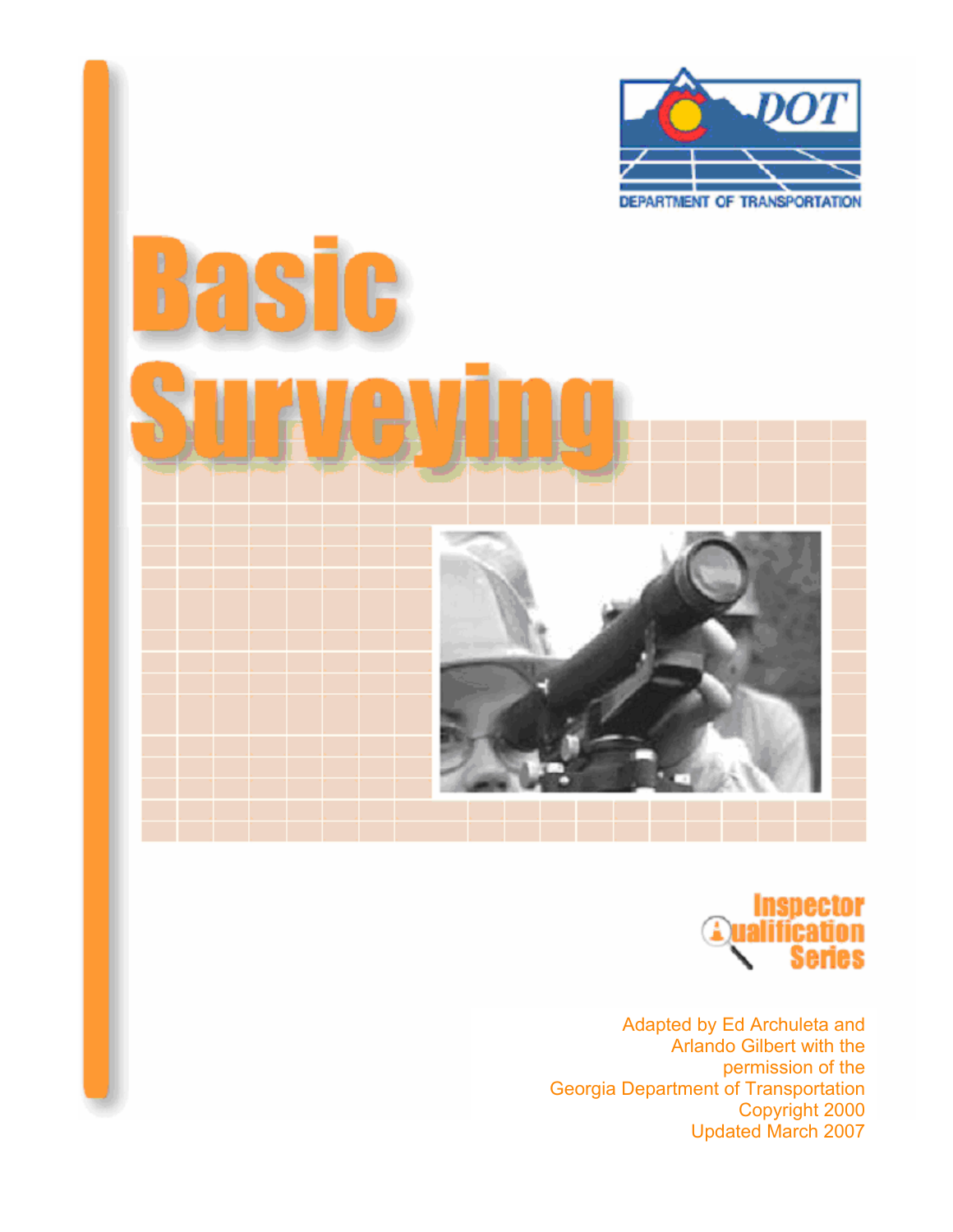CDOT

DEPARTMENT OF TRANSPORTATION

# Basic Surveying

Inspector Qualification Series

Adapted by Ed Archuleta and Arlando Gilbert with the permission of the Georgia Department of Transportation

Copyright 2000

Updated March 2007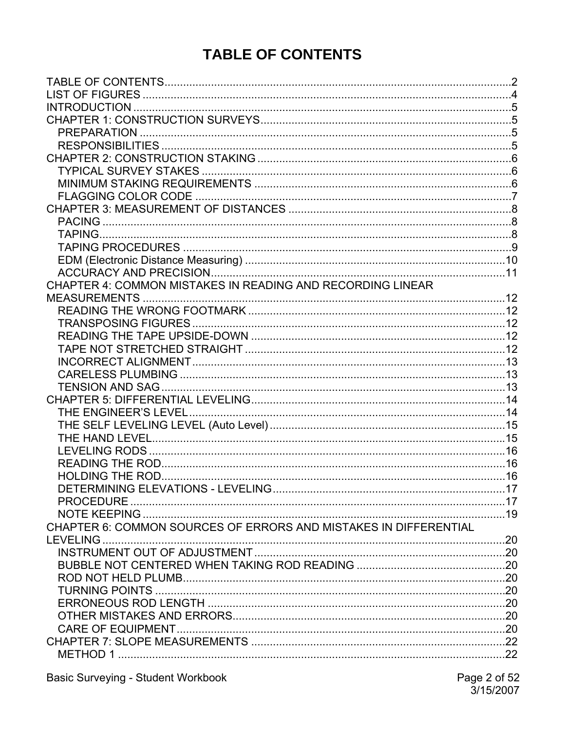# TABLE OF CONTENTS

TABLE OF CONTENTS ..... 2
LIST OF FIGURES ..... 4
INTRODUCTION ..... 5
CHAPTER 1: CONSTRUCTION SURVEYS ..... 5
- PREPARATION ..... 5
- RESPONSIBILITIES ..... 5

CHAPTER 2: CONSTRUCTION STAKING ..... 6
- TYPICAL SURVEY STAKES ..... 6
- MINIMUM STAKING REQUIREMENTS ..... 6
- FLAGGING COLOR CODE ..... 7

CHAPTER 3: MEASUREMENT OF DISTANCES ..... 8
- PACING ..... 8
- TAPING ..... 8
- TAPING PROCEDURES ..... 9
- EDM (Electronic Distance Measuring) ..... 10
- ACCURACY AND PRECISION ..... 11

CHAPTER 4: COMMON MISTAKES IN READING AND RECORDING LINEAR MEASUREMENTS ..... 12
- READING THE WRONG FOOTMARK ..... 12
- TRANSPOSING FIGURES ..... 12
- READING THE TAPE UPSIDE-DOWN ..... 12
- TAPE NOT STRETCHED STRAIGHT ..... 12
- INCORRECT ALIGNMENT ..... 13
- CARELESS PLUMBING ..... 13
- TENSION AND SAG ..... 13

CHAPTER 5: DIFFERENTIAL LEVELING ..... 14
- THE ENGINEER'S LEVEL ..... 14
- THE SELF LEVELING LEVEL (Auto Level) ..... 15
- THE HAND LEVEL ..... 15
- LEVELING RODS ..... 16
- READING THE ROD ..... 16
- HOLDING THE ROD ..... 16
- DETERMINING ELEVATIONS - LEVELING ..... 17
- PROCEDURE ..... 17
- NOTE KEEPING ..... 19

CHAPTER 6: COMMON SOURCES OF ERRORS AND MISTAKES IN DIFFERENTIAL LEVELING ..... 20
- INSTRUMENT OUT OF ADJUSTMENT ..... 20
- BUBBLE NOT CENTERED WHEN TAKING ROD READING ..... 20
- ROD NOT HELD PLUMB ..... 20
- TURNING POINTS ..... 20
- ERRONEOUS ROD LENGTH ..... 20
- OTHER MISTAKES AND ERRORS ..... 20
- CARE OF EQUIPMENT ..... 20

CHAPTER 7: SLOPE MEASUREMENTS ..... 22
- METHOD 1 ..... 22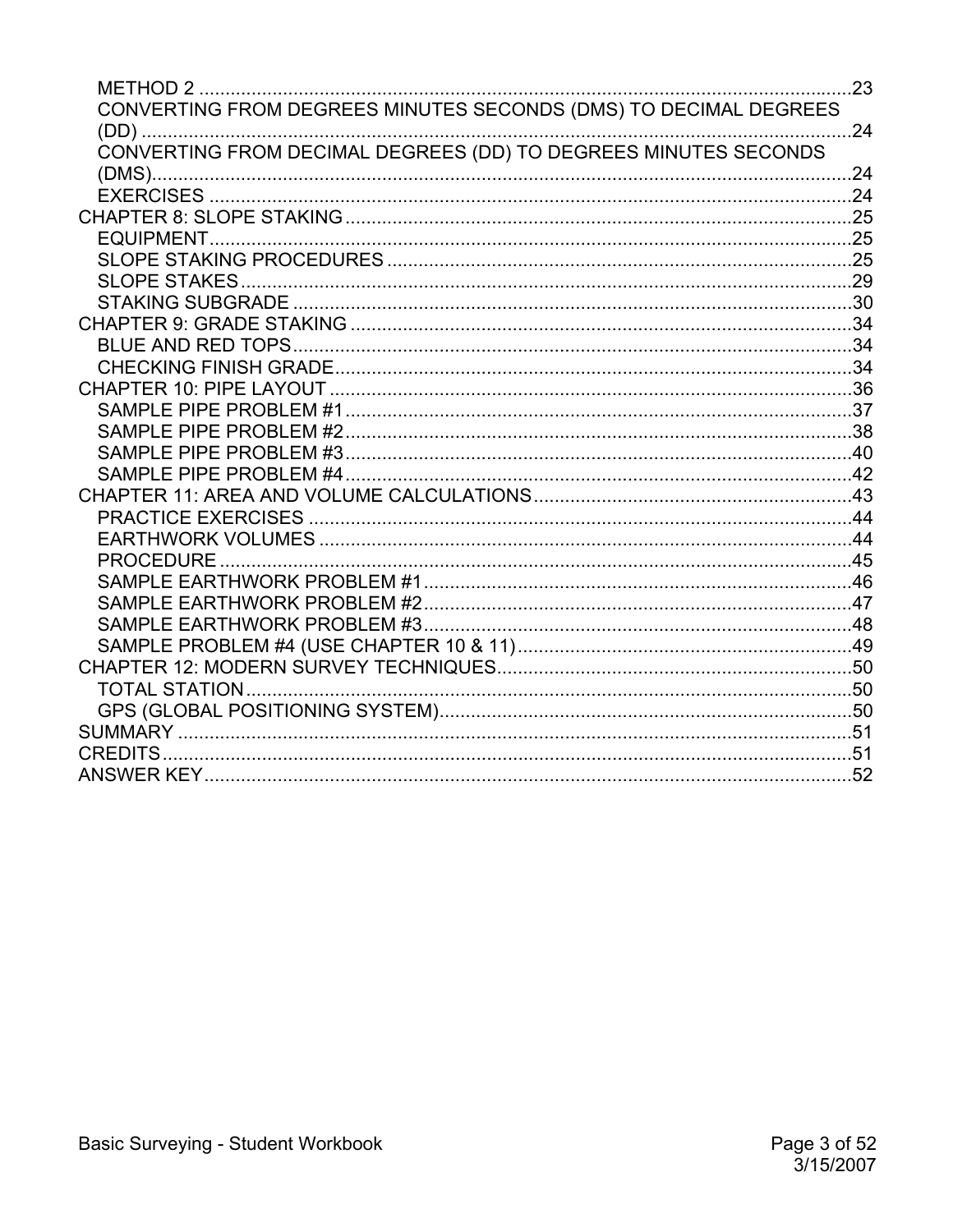- METHOD 2 ..... 23
- CONVERTING FROM DEGREES MINUTES SECONDS (DMS) TO DECIMAL DEGREES (DD) ..... 24
- CONVERTING FROM DECIMAL DEGREES (DD) TO DEGREES MINUTES SECONDS (DMS) ..... 24
- EXERCISES ..... 24

CHAPTER 8: SLOPE STAKING ..... 25
- EQUIPMENT ..... 25
- SLOPE STAKING PROCEDURES ..... 25
- SLOPE STAKES ..... 29
- STAKING SUBGRADE ..... 30

CHAPTER 9: GRADE STAKING ..... 34
- BLUE AND RED TOPS ..... 34
- CHECKING FINISH GRADE ..... 34

CHAPTER 10: PIPE LAYOUT ..... 36
- SAMPLE PIPE PROBLEM #1 ..... 37
- SAMPLE PIPE PROBLEM #2 ..... 38
- SAMPLE PIPE PROBLEM #3 ..... 40
- SAMPLE PIPE PROBLEM #4 ..... 42

CHAPTER 11: AREA AND VOLUME CALCULATIONS ..... 43
- PRACTICE EXERCISES ..... 44
- EARTHWORK VOLUMES ..... 44
- PROCEDURE ..... 45
- SAMPLE EARTHWORK PROBLEM #1 ..... 46
- SAMPLE EARTHWORK PROBLEM #2 ..... 47
- SAMPLE EARTHWORK PROBLEM #3 ..... 48
- SAMPLE PROBLEM #4 (USE CHAPTER 10 & 11) ..... 49

CHAPTER 12: MODERN SURVEY TECHNIQUES ..... 50
- TOTAL STATION ..... 50
- GPS (GLOBAL POSITIONING SYSTEM) ..... 50

SUMMARY ..... 51

CREDITS ..... 51

ANSWER KEY ..... 52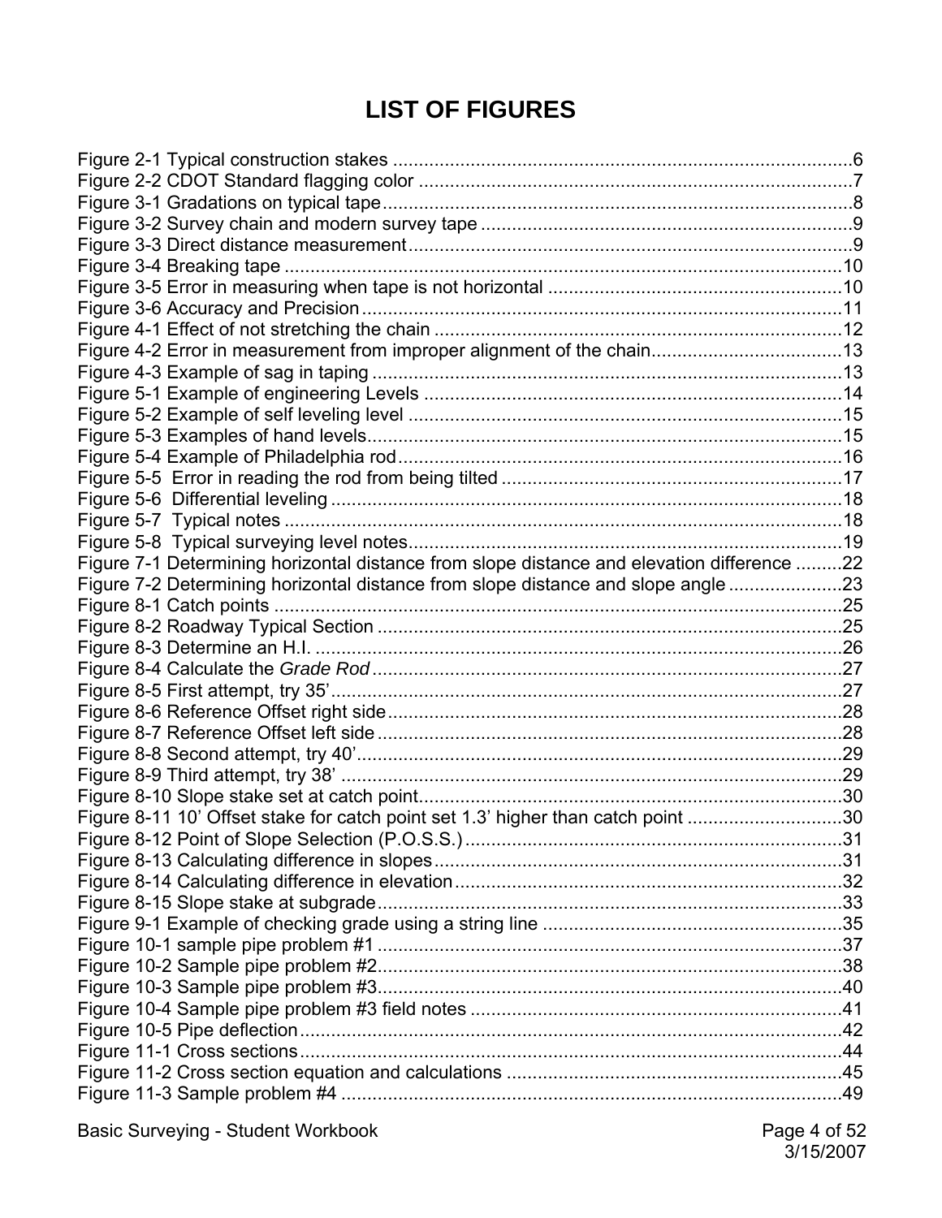# LIST OF FIGURES

Figure 2-1 Typical construction stakes ........................................................................................6
Figure 2-2 CDOT Standard flagging color ...................................................................................7
Figure 3-1 Gradations on typical tape..........................................................................................8
Figure 3-2 Survey chain and modern survey tape ........................................................................9
Figure 3-3 Direct distance measurement......................................................................................9
Figure 3-4 Breaking tape ............................................................................................................10
Figure 3-5 Error in measuring when tape is not horizontal .........................................................10
Figure 3-6 Accuracy and Precision.............................................................................................11
Figure 4-1 Effect of not stretching the chain ...............................................................................12
Figure 4-2 Error in measurement from improper alignment of the chain.....................................13
Figure 4-3 Example of sag in taping ...........................................................................................13
Figure 5-1 Example of engineering Levels .................................................................................14
Figure 5-2 Example of self leveling level ....................................................................................15
Figure 5-3 Examples of hand levels............................................................................................15
Figure 5-4 Example of Philadelphia rod......................................................................................16
Figure 5-5 Error in reading the rod from being tilted .................................................................17
Figure 5-6 Differential leveling ...................................................................................................18
Figure 5-7 Typical notes ............................................................................................................18
Figure 5-8 Typical surveying level notes....................................................................................19
Figure 7-1 Determining horizontal distance from slope distance and elevation difference .........22
Figure 7-2 Determining horizontal distance from slope distance and slope angle ......................23
Figure 8-1 Catch points ..............................................................................................................25
Figure 8-2 Roadway Typical Section ..........................................................................................25
Figure 8-3 Determine an H.I. ......................................................................................................26
Figure 8-4 Calculate the *Grade Rod* ...........................................................................................27
Figure 8-5 First attempt, try 35'...................................................................................................27
Figure 8-6 Reference Offset right side........................................................................................28
Figure 8-7 Reference Offset left side ..........................................................................................28
Figure 8-8 Second attempt, try 40'..............................................................................................29
Figure 8-9 Third attempt, try 38' .................................................................................................29
Figure 8-10 Slope stake set at catch point..................................................................................30
Figure 8-11 10' Offset stake for catch point set 1.3' higher than catch point ..............................30
Figure 8-12 Point of Slope Selection (P.O.S.S.).........................................................................31
Figure 8-13 Calculating difference in slopes...............................................................................31
Figure 8-14 Calculating difference in elevation...........................................................................32
Figure 8-15 Slope stake at subgrade..........................................................................................33
Figure 9-1 Example of checking grade using a string line ..........................................................35
Figure 10-1 sample pipe problem #1 ..........................................................................................37
Figure 10-2 Sample pipe problem #2..........................................................................................38
Figure 10-3 Sample pipe problem #3..........................................................................................40
Figure 10-4 Sample pipe problem #3 field notes ........................................................................41
Figure 10-5 Pipe deflection.........................................................................................................42
Figure 11-1 Cross sections..........................................................................................................44
Figure 11-2 Cross section equation and calculations .................................................................45
Figure 11-3 Sample problem #4 .................................................................................................49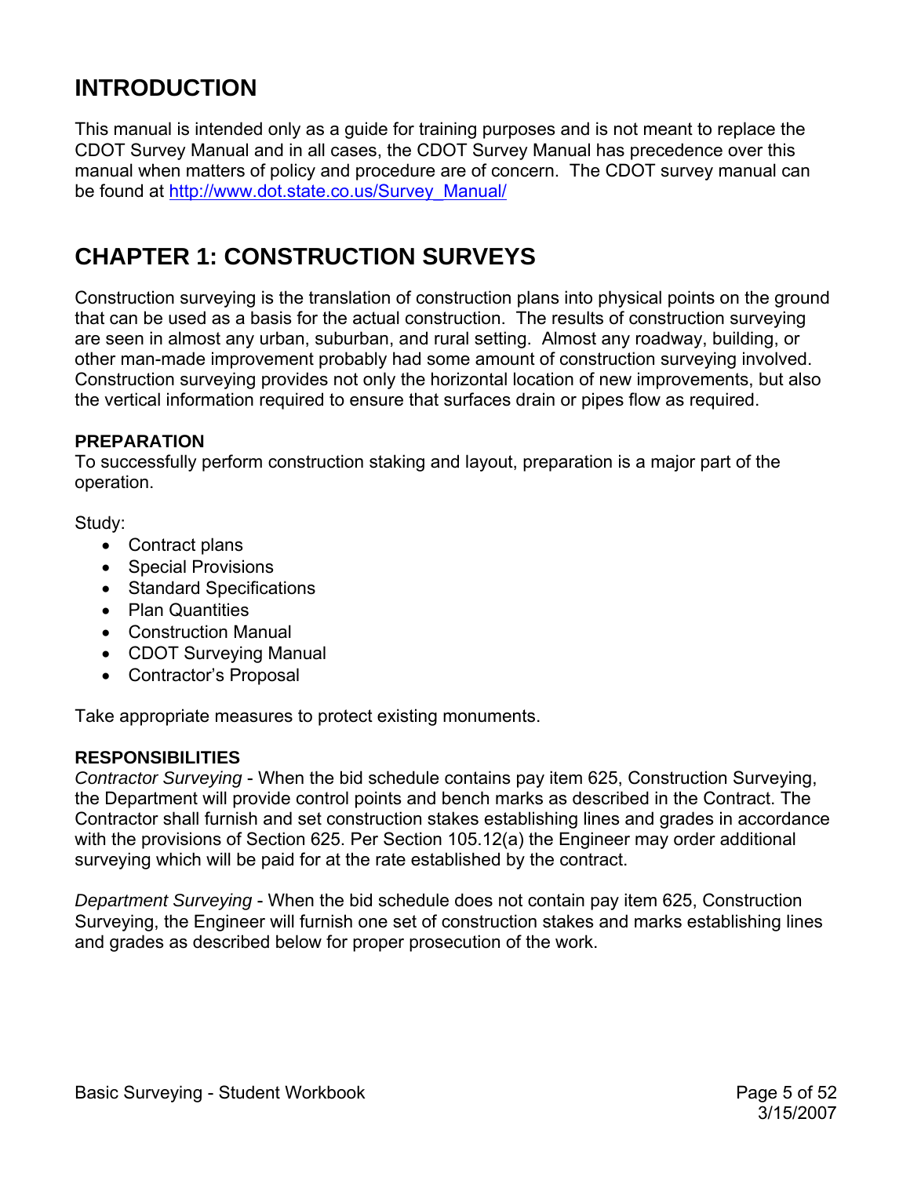# INTRODUCTION

This manual is intended only as a guide for training purposes and is not meant to replace the CDOT Survey Manual and in all cases, the CDOT Survey Manual has precedence over this manual when matters of policy and procedure are of concern. The CDOT survey manual can be found at [http://www.dot.state.co.us/Survey_Manual/](http://www.dot.state.co.us/Survey_Manual/)

# CHAPTER 1: CONSTRUCTION SURVEYS

Construction surveying is the translation of construction plans into physical points on the ground that can be used as a basis for the actual construction. The results of construction surveying are seen in almost any urban, suburban, and rural setting. Almost any roadway, building, or other man-made improvement probably had some amount of construction surveying involved. Construction surveying provides not only the horizontal location of new improvements, but also the vertical information required to ensure that surfaces drain or pipes flow as required.

### PREPARATION

To successfully perform construction staking and layout, preparation is a major part of the operation.

Study:

- Contract plans
- Special Provisions
- Standard Specifications
- Plan Quantities
- Construction Manual
- CDOT Surveying Manual
- Contractor's Proposal

Take appropriate measures to protect existing monuments.

### RESPONSIBILITIES

*Contractor Surveying* - When the bid schedule contains pay item 625, Construction Surveying, the Department will provide control points and bench marks as described in the Contract. The Contractor shall furnish and set construction stakes establishing lines and grades in accordance with the provisions of Section 625. Per Section 105.12(a) the Engineer may order additional surveying which will be paid for at the rate established by the contract.

*Department Surveying* - When the bid schedule does not contain pay item 625, Construction Surveying, the Engineer will furnish one set of construction stakes and marks establishing lines and grades as described below for proper prosecution of the work.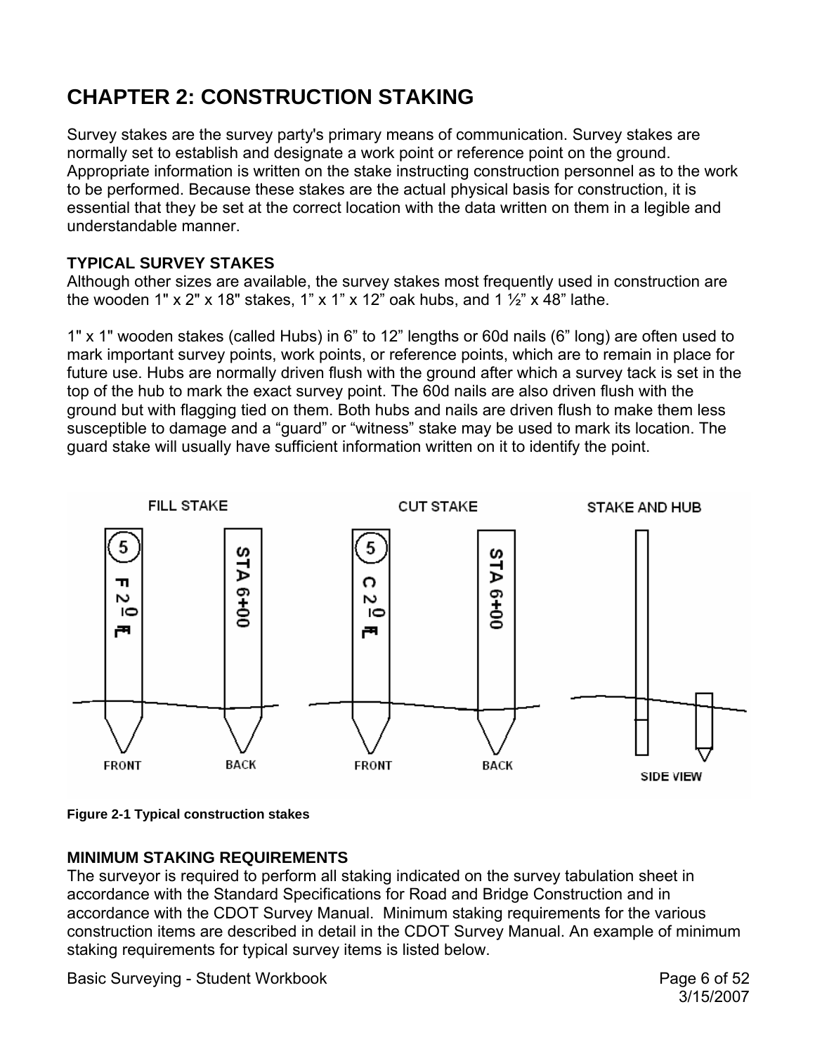# CHAPTER 2: CONSTRUCTION STAKING

Survey stakes are the survey party's primary means of communication. Survey stakes are normally set to establish and designate a work point or reference point on the ground. Appropriate information is written on the stake instructing construction personnel as to the work to be performed. Because these stakes are the actual physical basis for construction, it is essential that they be set at the correct location with the data written on them in a legible and understandable manner.

### TYPICAL SURVEY STAKES

Although other sizes are available, the survey stakes most frequently used in construction are the wooden 1" x 2" x 18" stakes, 1” x 1” x 12” oak hubs, and 1 ½” x 48” lathe.

1" x 1" wooden stakes (called Hubs) in 6” to 12” lengths or 60d nails (6” long) are often used to mark important survey points, work points, or reference points, which are to remain in place for future use. Hubs are normally driven flush with the ground after which a survey tack is set in the top of the hub to mark the exact survey point. The 60d nails are also driven flush with the ground but with flagging tied on them. Both hubs and nails are driven flush to make them less susceptible to damage and a “guard” or “witness” stake may be used to mark its location. The guard stake will usually have sufficient information written on it to identify the point.

FILL STAKE — FRONT: 5, F 2⁰ ℄ — BACK: STA 6+00

CUT STAKE — FRONT: 5, C 2⁰ ℄ — BACK: STA 6+00

STAKE AND HUB — SIDE VIEW

**Figure 2-1 Typical construction stakes**

### MINIMUM STAKING REQUIREMENTS

The surveyor is required to perform all staking indicated on the survey tabulation sheet in accordance with the Standard Specifications for Road and Bridge Construction and in accordance with the CDOT Survey Manual. Minimum staking requirements for the various construction items are described in detail in the CDOT Survey Manual. An example of minimum staking requirements for typical survey items is listed below.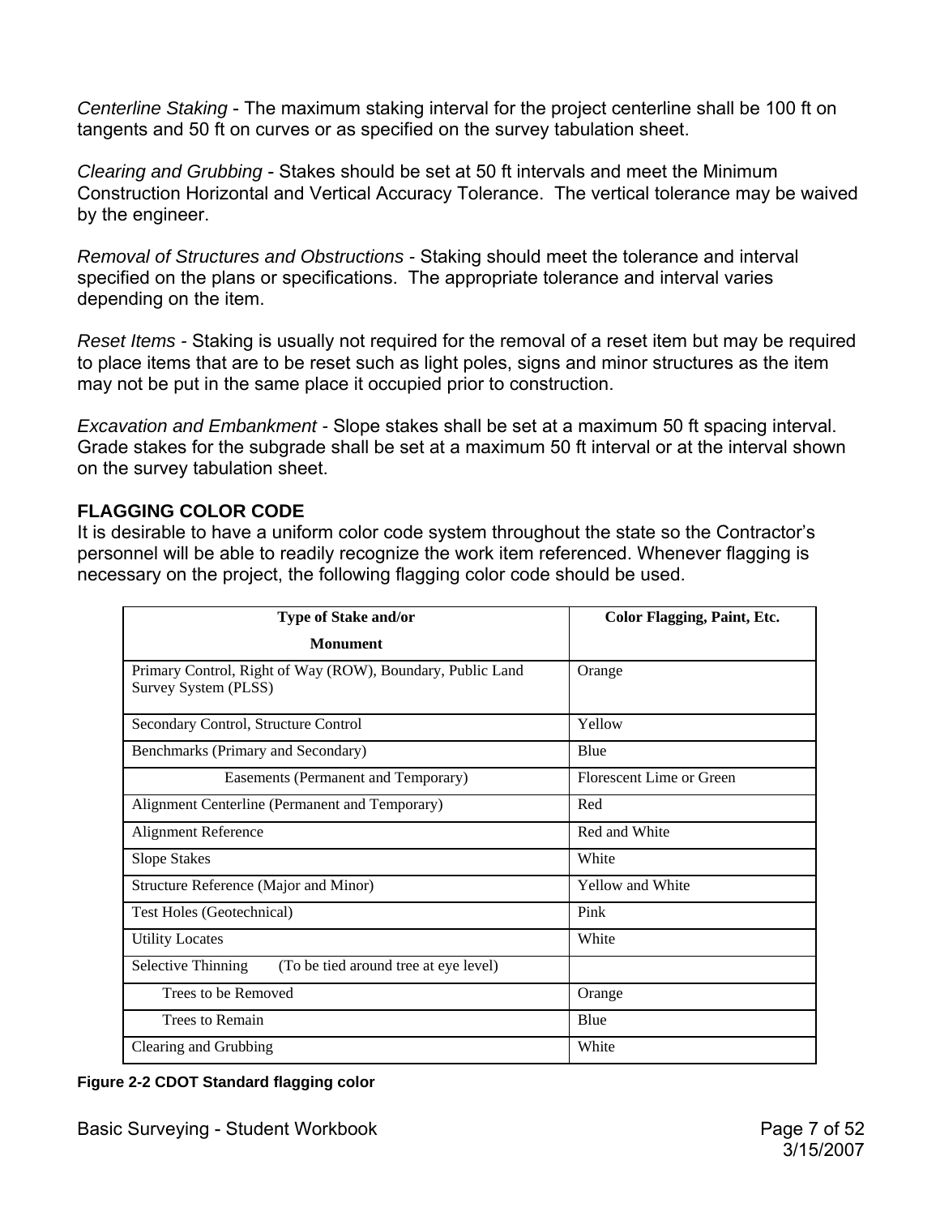*Centerline Staking* - The maximum staking interval for the project centerline shall be 100 ft on tangents and 50 ft on curves or as specified on the survey tabulation sheet.

*Clearing and Grubbing* - Stakes should be set at 50 ft intervals and meet the Minimum Construction Horizontal and Vertical Accuracy Tolerance. The vertical tolerance may be waived by the engineer.

*Removal of Structures and Obstructions* - Staking should meet the tolerance and interval specified on the plans or specifications. The appropriate tolerance and interval varies depending on the item.

*Reset Items* - Staking is usually not required for the removal of a reset item but may be required to place items that are to be reset such as light poles, signs and minor structures as the item may not be put in the same place it occupied prior to construction.

*Excavation and Embankment* - Slope stakes shall be set at a maximum 50 ft spacing interval. Grade stakes for the subgrade shall be set at a maximum 50 ft interval or at the interval shown on the survey tabulation sheet.

### FLAGGING COLOR CODE

It is desirable to have a uniform color code system throughout the state so the Contractor's personnel will be able to readily recognize the work item referenced. Whenever flagging is necessary on the project, the following flagging color code should be used.

| Type of Stake and/or Monument | Color Flagging, Paint, Etc. |
|---|---|
| Primary Control, Right of Way (ROW), Boundary, Public Land Survey System (PLSS) | Orange |
| Secondary Control, Structure Control | Yellow |
| Benchmarks (Primary and Secondary) | Blue |
| Easements (Permanent and Temporary) | Florescent Lime or Green |
| Alignment Centerline (Permanent and Temporary) | Red |
| Alignment Reference | Red and White |
| Slope Stakes | White |
| Structure Reference (Major and Minor) | Yellow and White |
| Test Holes (Geotechnical) | Pink |
| Utility Locates | White |
| Selective Thinning (To be tied around tree at eye level) | |
| Trees to be Removed | Orange |
| Trees to Remain | Blue |
| Clearing and Grubbing | White |

**Figure 2-2 CDOT Standard flagging color**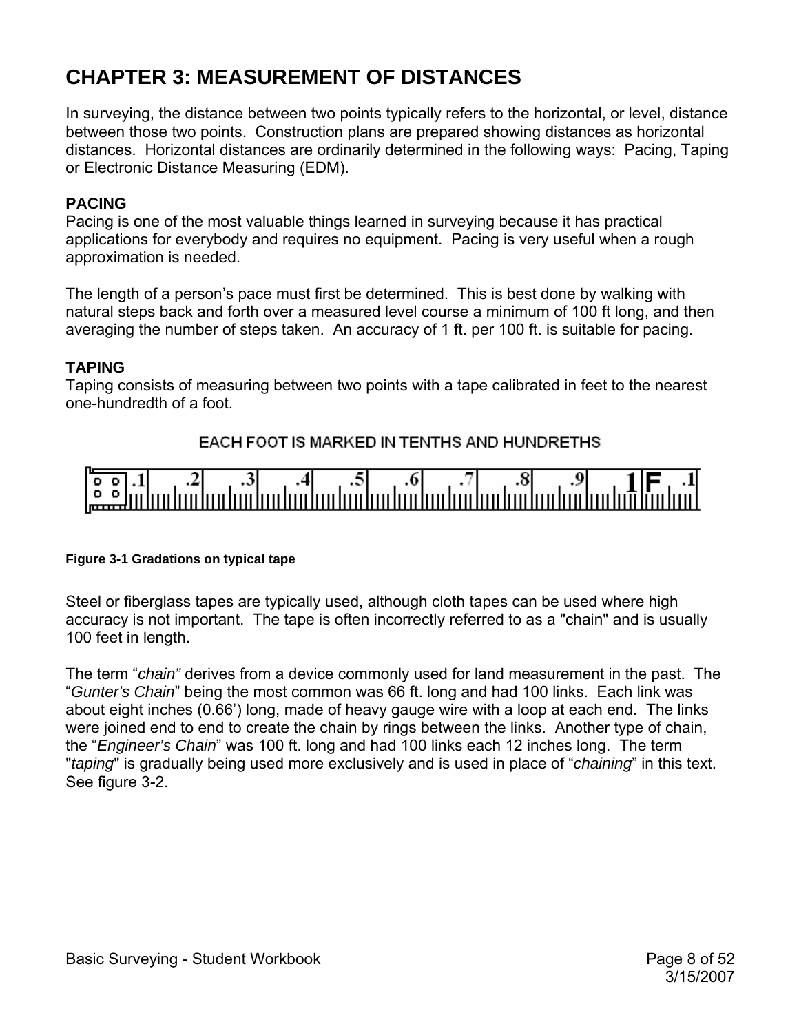# CHAPTER 3: MEASUREMENT OF DISTANCES

In surveying, the distance between two points typically refers to the horizontal, or level, distance between those two points. Construction plans are prepared showing distances as horizontal distances. Horizontal distances are ordinarily determined in the following ways: Pacing, Taping or Electronic Distance Measuring (EDM).

### PACING

Pacing is one of the most valuable things learned in surveying because it has practical applications for everybody and requires no equipment. Pacing is very useful when a rough approximation is needed.

The length of a person's pace must first be determined. This is best done by walking with natural steps back and forth over a measured level course a minimum of 100 ft long, and then averaging the number of steps taken. An accuracy of 1 ft. per 100 ft. is suitable for pacing.

### TAPING

Taping consists of measuring between two points with a tape calibrated in feet to the nearest one-hundredth of a foot.

EACH FOOT IS MARKED IN TENTHS AND HUNDRETHS

**Figure 3-1 Gradations on typical tape**

Steel or fiberglass tapes are typically used, although cloth tapes can be used where high accuracy is not important. The tape is often incorrectly referred to as a "chain" and is usually 100 feet in length.

The term "*chain"* derives from a device commonly used for land measurement in the past. The "*Gunter's Chain*" being the most common was 66 ft. long and had 100 links. Each link was about eight inches (0.66') long, made of heavy gauge wire with a loop at each end. The links were joined end to end to create the chain by rings between the links. Another type of chain, the "*Engineer's Chain*" was 100 ft. long and had 100 links each 12 inches long. The term "*taping*" is gradually being used more exclusively and is used in place of "*chaining*" in this text. See figure 3-2.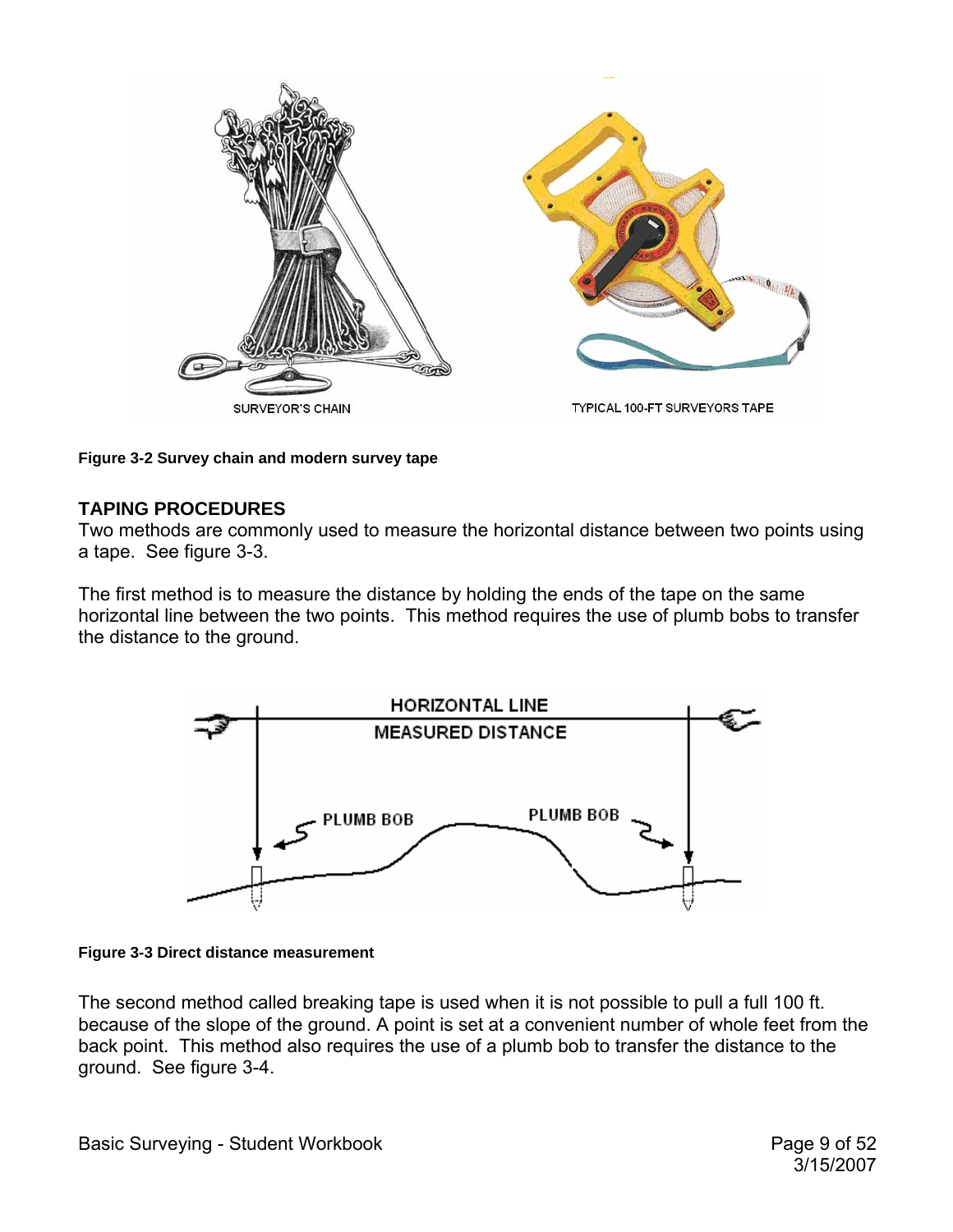Figure 3-2 Survey chain and modern survey tape

## TAPING PROCEDURES

Two methods are commonly used to measure the horizontal distance between two points using a tape. See figure 3-3.

The first method is to measure the distance by holding the ends of the tape on the same horizontal line between the two points. This method requires the use of plumb bobs to transfer the distance to the ground.

Figure 3-3 Direct distance measurement

The second method called breaking tape is used when it is not possible to pull a full 100 ft. because of the slope of the ground. A point is set at a convenient number of whole feet from the back point. This method also requires the use of a plumb bob to transfer the distance to the ground. See figure 3-4.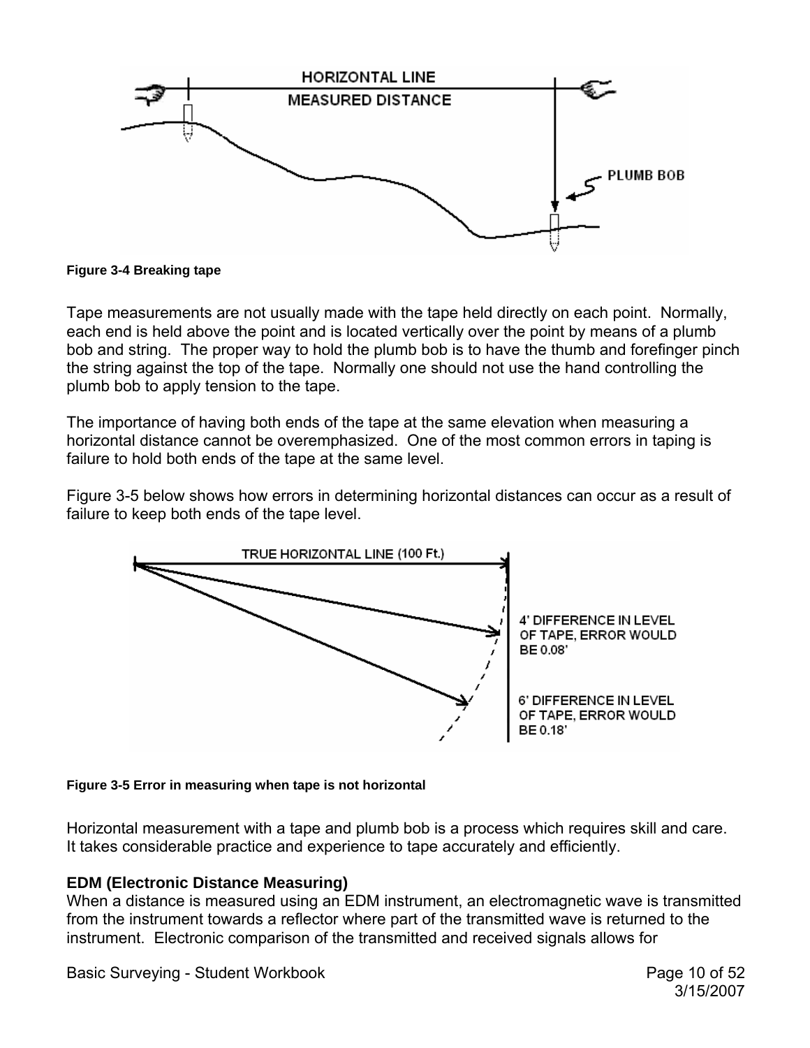**Figure 3-4 Breaking tape**

Tape measurements are not usually made with the tape held directly on each point. Normally, each end is held above the point and is located vertically over the point by means of a plumb bob and string. The proper way to hold the plumb bob is to have the thumb and forefinger pinch the string against the top of the tape. Normally one should not use the hand controlling the plumb bob to apply tension to the tape.

The importance of having both ends of the tape at the same elevation when measuring a horizontal distance cannot be overemphasized. One of the most common errors in taping is failure to hold both ends of the tape at the same level.

Figure 3-5 below shows how errors in determining horizontal distances can occur as a result of failure to keep both ends of the tape level.

**Figure 3-5 Error in measuring when tape is not horizontal**

Horizontal measurement with a tape and plumb bob is a process which requires skill and care. It takes considerable practice and experience to tape accurately and efficiently.

### EDM (Electronic Distance Measuring)

When a distance is measured using an EDM instrument, an electromagnetic wave is transmitted from the instrument towards a reflector where part of the transmitted wave is returned to the instrument. Electronic comparison of the transmitted and received signals allows for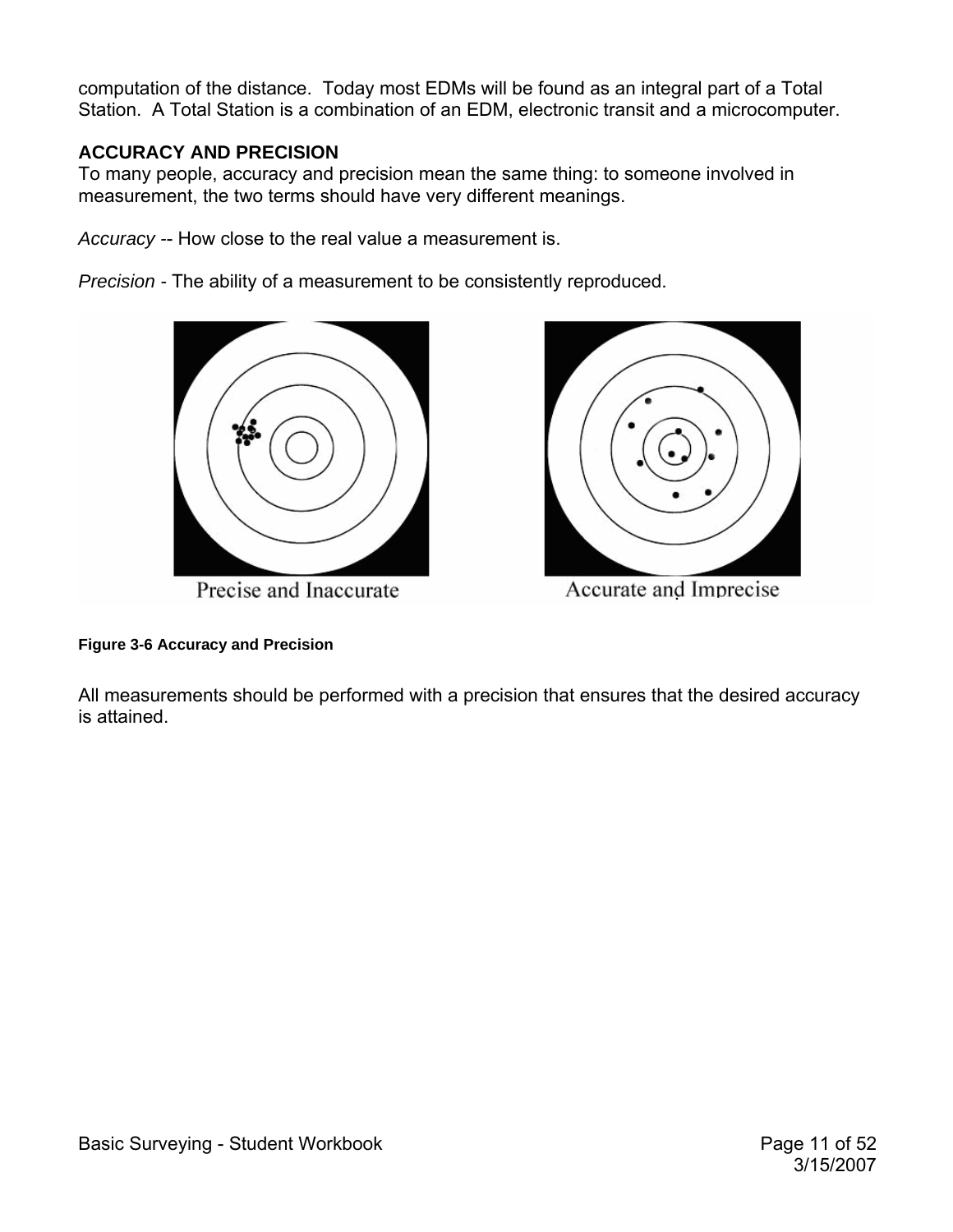computation of the distance. Today most EDMs will be found as an integral part of a Total Station. A Total Station is a combination of an EDM, electronic transit and a microcomputer.

### ACCURACY AND PRECISION

To many people, accuracy and precision mean the same thing: to someone involved in measurement, the two terms should have very different meanings.

*Accuracy* -- How close to the real value a measurement is.

*Precision* - The ability of a measurement to be consistently reproduced.

Precise and Inaccurate

Accurate and Imprecise

**Figure 3-6 Accuracy and Precision**

All measurements should be performed with a precision that ensures that the desired accuracy is attained.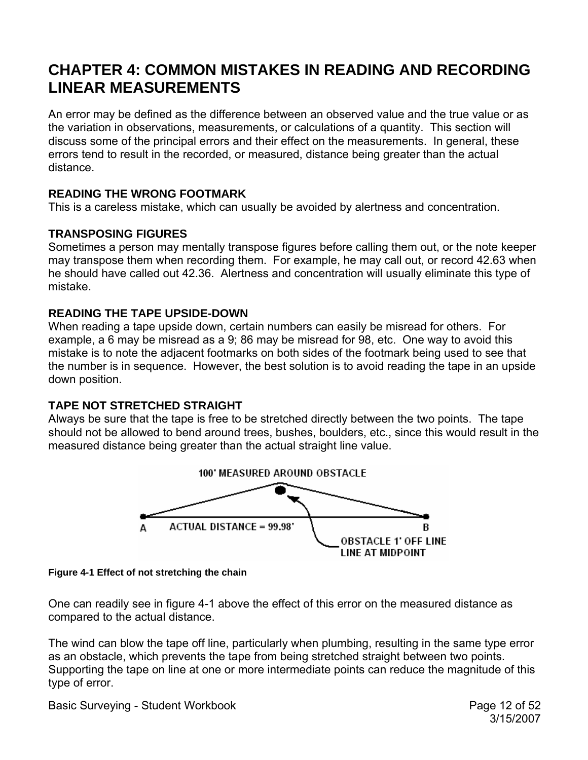# CHAPTER 4: COMMON MISTAKES IN READING AND RECORDING LINEAR MEASUREMENTS

An error may be defined as the difference between an observed value and the true value or as the variation in observations, measurements, or calculations of a quantity. This section will discuss some of the principal errors and their effect on the measurements. In general, these errors tend to result in the recorded, or measured, distance being greater than the actual distance.

### READING THE WRONG FOOTMARK

This is a careless mistake, which can usually be avoided by alertness and concentration.

### TRANSPOSING FIGURES

Sometimes a person may mentally transpose figures before calling them out, or the note keeper may transpose them when recording them. For example, he may call out, or record 42.63 when he should have called out 42.36. Alertness and concentration will usually eliminate this type of mistake.

### READING THE TAPE UPSIDE-DOWN

When reading a tape upside down, certain numbers can easily be misread for others. For example, a 6 may be misread as a 9; 86 may be misread for 98, etc. One way to avoid this mistake is to note the adjacent footmarks on both sides of the footmark being used to see that the number is in sequence. However, the best solution is to avoid reading the tape in an upside down position.

### TAPE NOT STRETCHED STRAIGHT

Always be sure that the tape is free to be stretched directly between the two points. The tape should not be allowed to bend around trees, bushes, boulders, etc., since this would result in the measured distance being greater than the actual straight line value.

100' MEASURED AROUND OBSTACLE

A ACTUAL DISTANCE = 99.98' B

OBSTACLE 1' OFF LINE LINE AT MIDPOINT

**Figure 4-1 Effect of not stretching the chain**

One can readily see in figure 4-1 above the effect of this error on the measured distance as compared to the actual distance.

The wind can blow the tape off line, particularly when plumbing, resulting in the same type error as an obstacle, which prevents the tape from being stretched straight between two points. Supporting the tape on line at one or more intermediate points can reduce the magnitude of this type of error.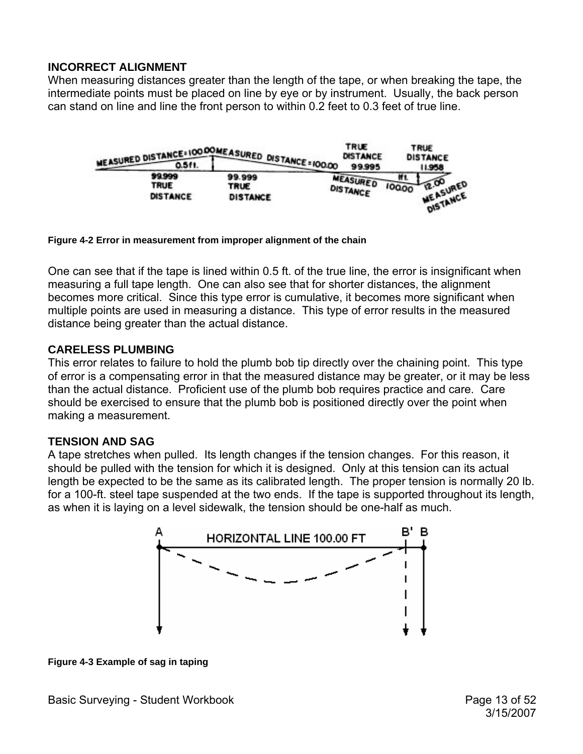### INCORRECT ALIGNMENT

When measuring distances greater than the length of the tape, or when breaking the tape, the intermediate points must be placed on line by eye or by instrument. Usually, the back person can stand on line and line the front person to within 0.2 feet to 0.3 feet of true line.

**Figure 4-2 Error in measurement from improper alignment of the chain**

One can see that if the tape is lined within 0.5 ft. of the true line, the error is insignificant when measuring a full tape length. One can also see that for shorter distances, the alignment becomes more critical. Since this type error is cumulative, it becomes more significant when multiple points are used in measuring a distance. This type of error results in the measured distance being greater than the actual distance.

### CARELESS PLUMBING

This error relates to failure to hold the plumb bob tip directly over the chaining point. This type of error is a compensating error in that the measured distance may be greater, or it may be less than the actual distance. Proficient use of the plumb bob requires practice and care. Care should be exercised to ensure that the plumb bob is positioned directly over the point when making a measurement.

### TENSION AND SAG

A tape stretches when pulled. Its length changes if the tension changes. For this reason, it should be pulled with the tension for which it is designed. Only at this tension can its actual length be expected to be the same as its calibrated length. The proper tension is normally 20 lb. for a 100-ft. steel tape suspended at the two ends. If the tape is supported throughout its length, as when it is laying on a level sidewalk, the tension should be one-half as much.

**Figure 4-3 Example of sag in taping**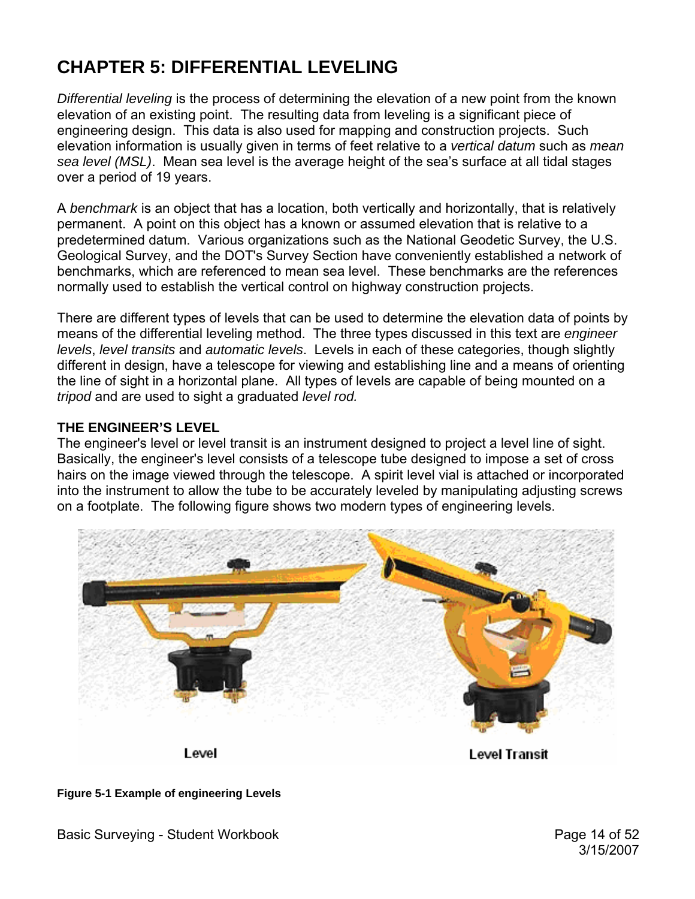# CHAPTER 5: DIFFERENTIAL LEVELING

*Differential leveling* is the process of determining the elevation of a new point from the known elevation of an existing point. The resulting data from leveling is a significant piece of engineering design. This data is also used for mapping and construction projects. Such elevation information is usually given in terms of feet relative to a *vertical datum* such as *mean sea level (MSL)*. Mean sea level is the average height of the sea's surface at all tidal stages over a period of 19 years.

A *benchmark* is an object that has a location, both vertically and horizontally, that is relatively permanent. A point on this object has a known or assumed elevation that is relative to a predetermined datum. Various organizations such as the National Geodetic Survey, the U.S. Geological Survey, and the DOT's Survey Section have conveniently established a network of benchmarks, which are referenced to mean sea level. These benchmarks are the references normally used to establish the vertical control on highway construction projects.

There are different types of levels that can be used to determine the elevation data of points by means of the differential leveling method. The three types discussed in this text are *engineer levels*, *level transits* and *automatic levels*. Levels in each of these categories, though slightly different in design, have a telescope for viewing and establishing line and a means of orienting the line of sight in a horizontal plane. All types of levels are capable of being mounted on a *tripod* and are used to sight a graduated *level rod.*

### THE ENGINEER'S LEVEL

The engineer's level or level transit is an instrument designed to project a level line of sight. Basically, the engineer's level consists of a telescope tube designed to impose a set of cross hairs on the image viewed through the telescope. A spirit level vial is attached or incorporated into the instrument to allow the tube to be accurately leveled by manipulating adjusting screws on a footplate. The following figure shows two modern types of engineering levels.

Level

Level Transit

**Figure 5-1 Example of engineering Levels**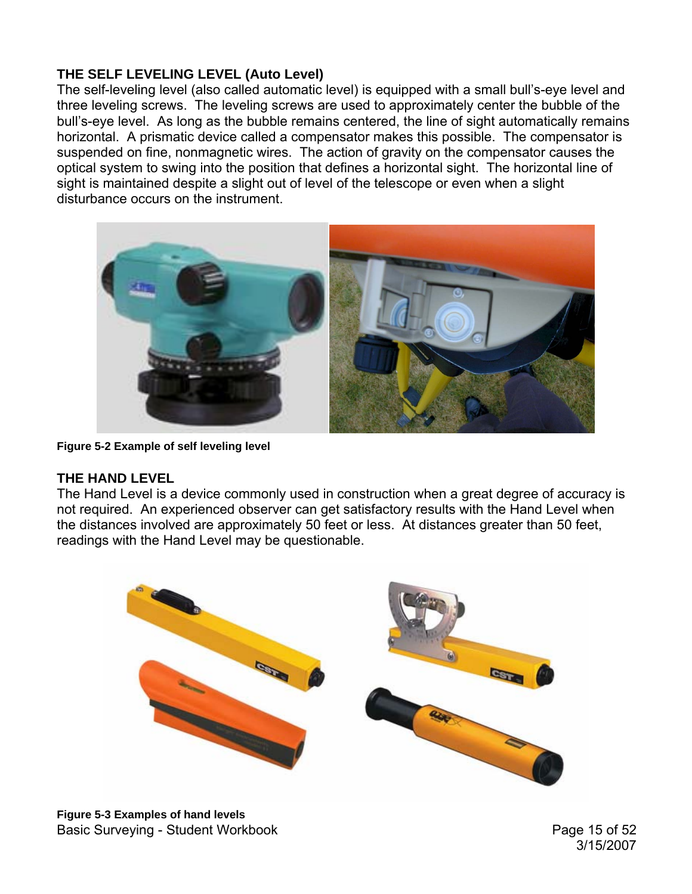## THE SELF LEVELING LEVEL (Auto Level)

The self-leveling level (also called automatic level) is equipped with a small bull's-eye level and three leveling screws. The leveling screws are used to approximately center the bubble of the bull's-eye level. As long as the bubble remains centered, the line of sight automatically remains horizontal. A prismatic device called a compensator makes this possible. The compensator is suspended on fine, nonmagnetic wires. The action of gravity on the compensator causes the optical system to swing into the position that defines a horizontal sight. The horizontal line of sight is maintained despite a slight out of level of the telescope or even when a slight disturbance occurs on the instrument.

**Figure 5-2 Example of self leveling level**

## THE HAND LEVEL

The Hand Level is a device commonly used in construction when a great degree of accuracy is not required. An experienced observer can get satisfactory results with the Hand Level when the distances involved are approximately 50 feet or less. At distances greater than 50 feet, readings with the Hand Level may be questionable.

**Figure 5-3 Examples of hand levels**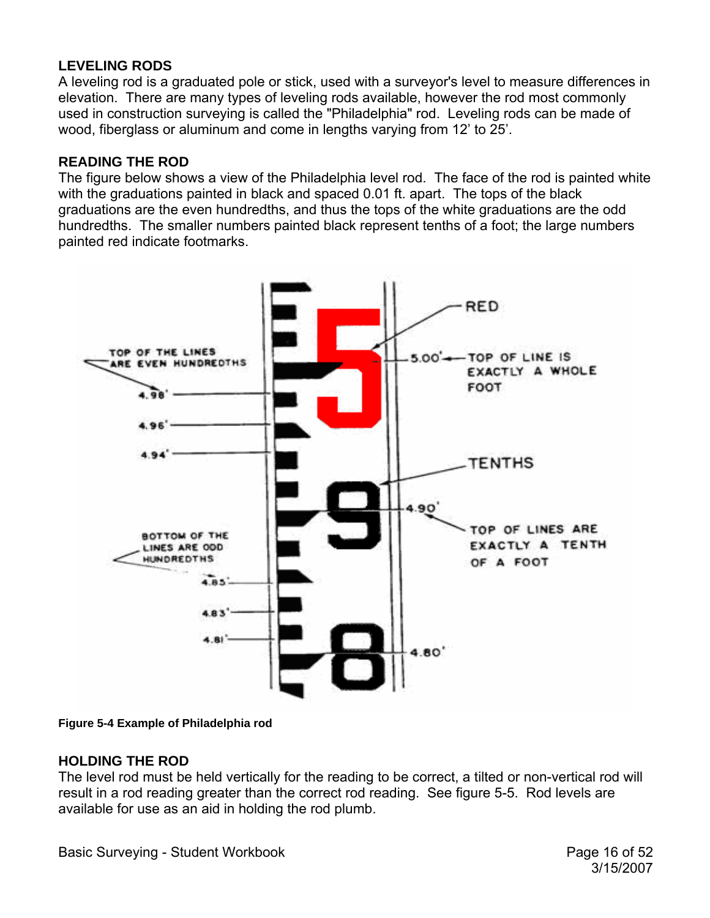## LEVELING RODS

A leveling rod is a graduated pole or stick, used with a surveyor's level to measure differences in elevation. There are many types of leveling rods available, however the rod most commonly used in construction surveying is called the "Philadelphia" rod. Leveling rods can be made of wood, fiberglass or aluminum and come in lengths varying from 12' to 25'.

## READING THE ROD

The figure below shows a view of the Philadelphia level rod. The face of the rod is painted white with the graduations painted in black and spaced 0.01 ft. apart. The tops of the black graduations are the even hundredths, and thus the tops of the white graduations are the odd hundredths. The smaller numbers painted black represent tenths of a foot; the large numbers painted red indicate footmarks.

**Figure 5-4 Example of Philadelphia rod**

## HOLDING THE ROD

The level rod must be held vertically for the reading to be correct, a tilted or non-vertical rod will result in a rod reading greater than the correct rod reading. See figure 5-5. Rod levels are available for use as an aid in holding the rod plumb.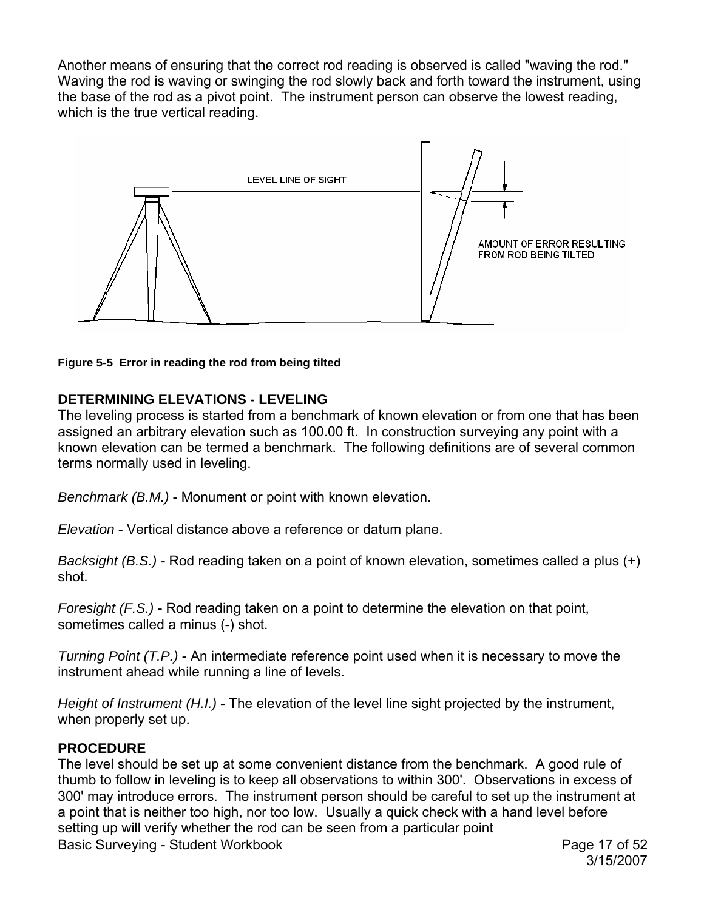Another means of ensuring that the correct rod reading is observed is called "waving the rod." Waving the rod is waving or swinging the rod slowly back and forth toward the instrument, using the base of the rod as a pivot point. The instrument person can observe the lowest reading, which is the true vertical reading.

LEVEL LINE OF SIGHT

AMOUNT OF ERROR RESULTING FROM ROD BEING TILTED

**Figure 5-5 Error in reading the rod from being tilted**

## DETERMINING ELEVATIONS - LEVELING

The leveling process is started from a benchmark of known elevation or from one that has been assigned an arbitrary elevation such as 100.00 ft. In construction surveying any point with a known elevation can be termed a benchmark. The following definitions are of several common terms normally used in leveling.

*Benchmark (B.M.)* - Monument or point with known elevation.

*Elevation* - Vertical distance above a reference or datum plane.

*Backsight (B.S.)* - Rod reading taken on a point of known elevation, sometimes called a plus (+) shot.

*Foresight (F.S.)* - Rod reading taken on a point to determine the elevation on that point, sometimes called a minus (-) shot.

*Turning Point (T.P.)* - An intermediate reference point used when it is necessary to move the instrument ahead while running a line of levels.

*Height of Instrument (H.I.)* - The elevation of the level line sight projected by the instrument, when properly set up.

## PROCEDURE

The level should be set up at some convenient distance from the benchmark. A good rule of thumb to follow in leveling is to keep all observations to within 300'. Observations in excess of 300' may introduce errors. The instrument person should be careful to set up the instrument at a point that is neither too high, nor too low. Usually a quick check with a hand level before setting up will verify whether the rod can be seen from a particular point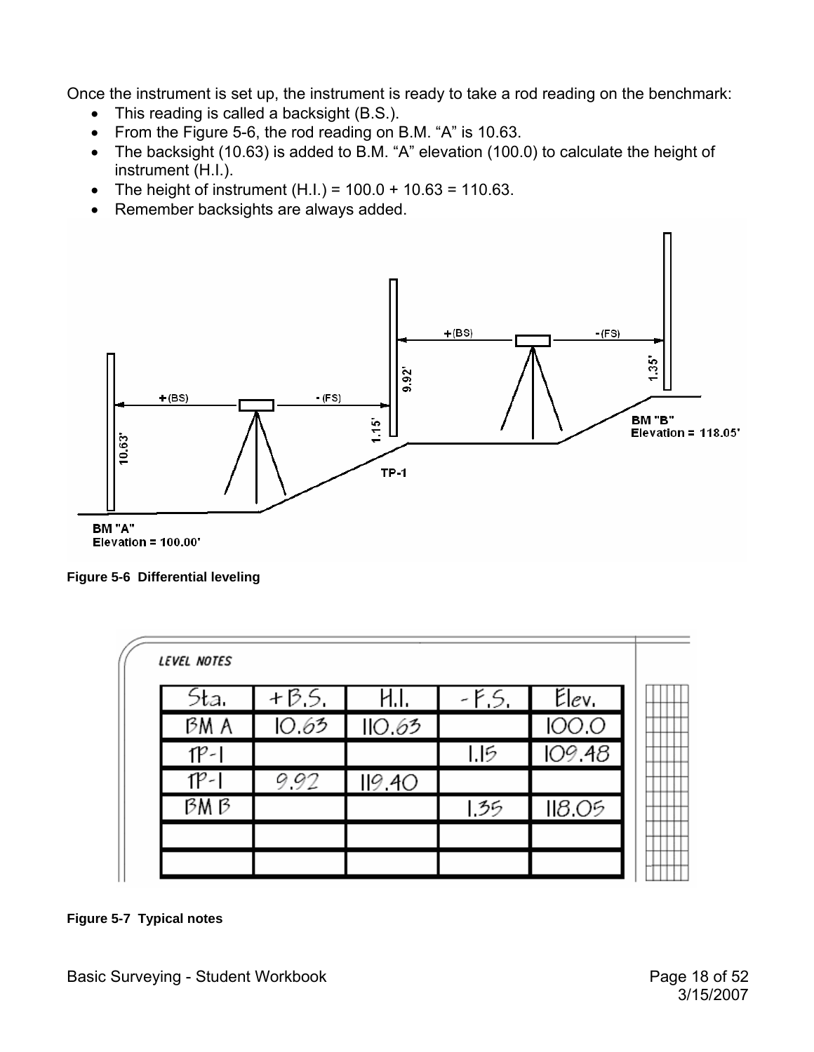Once the instrument is set up, the instrument is ready to take a rod reading on the benchmark:

- This reading is called a backsight (B.S.).
- From the Figure 5-6, the rod reading on B.M. "A" is 10.63.
- The backsight (10.63) is added to B.M. "A" elevation (100.0) to calculate the height of instrument (H.I.).
- The height of instrument (H.I.) = 100.0 + 10.63 = 110.63.
- Remember backsights are always added.

**Figure 5-6 Differential leveling**

LEVEL NOTES

| Sta. | +B.S. | H.I. | -F.S. | Elev. |
|---|---|---|---|---|
| BM A | 10.63 | 110.63 | | 100.0 |
| TP-1 | | | 1.15 | 109.48 |
| TP-1 | 9.92 | 119.40 | | |
| BM B | | | 1.35 | 118.05 |
| | | | | |
| | | | | |

**Figure 5-7 Typical notes**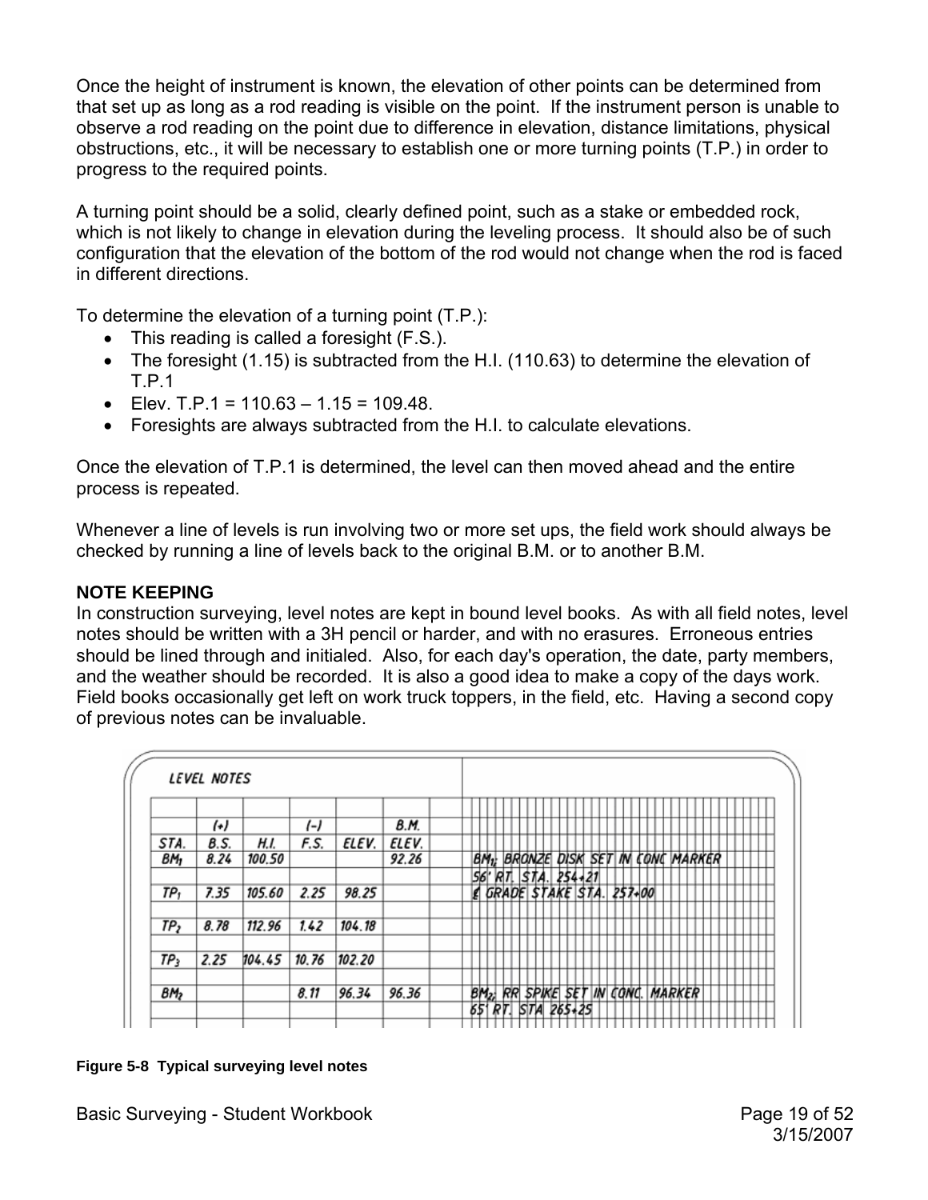Once the height of instrument is known, the elevation of other points can be determined from that set up as long as a rod reading is visible on the point. If the instrument person is unable to observe a rod reading on the point due to difference in elevation, distance limitations, physical obstructions, etc., it will be necessary to establish one or more turning points (T.P.) in order to progress to the required points.

A turning point should be a solid, clearly defined point, such as a stake or embedded rock, which is not likely to change in elevation during the leveling process. It should also be of such configuration that the elevation of the bottom of the rod would not change when the rod is faced in different directions.

To determine the elevation of a turning point (T.P.):

- This reading is called a foresight (F.S.).
- The foresight (1.15) is subtracted from the H.I. (110.63) to determine the elevation of T.P.1
- Elev. T.P.1 = 110.63 – 1.15 = 109.48.
- Foresights are always subtracted from the H.I. to calculate elevations.

Once the elevation of T.P.1 is determined, the level can then moved ahead and the entire process is repeated.

Whenever a line of levels is run involving two or more set ups, the field work should always be checked by running a line of levels back to the original B.M. or to another B.M.

**NOTE KEEPING**

In construction surveying, level notes are kept in bound level books. As with all field notes, level notes should be written with a 3H pencil or harder, and with no erasures. Erroneous entries should be lined through and initialed. Also, for each day's operation, the date, party members, and the weather should be recorded. It is also a good idea to make a copy of the days work. Field books occasionally get left on work truck toppers, in the field, etc. Having a second copy of previous notes can be invaluable.

LEVEL NOTES

| STA. | (+) B.S. | H.I. | (-) F.S. | ELEV. | B.M. ELEV. | |
|---|---|---|---|---|---|---|
| $BM_1$ | 8.24 | 100.50 | | | 92.26 | $BM_1$: BRONZE DISK SET IN CONC MARKER 56' RT. STA. 254+21 |
| $TP_1$ | 7.35 | 105.60 | 2.25 | 98.25 | | ℄ GRADE STAKE STA. 257+00 |
| $TP_2$ | 8.78 | 112.96 | 1.42 | 104.18 | | |
| $TP_3$ | 2.25 | 104.45 | 10.76 | 102.20 | | |
| $BM_2$ | | | 8.11 | 96.34 | 96.36 | $BM_2$: RR SPIKE SET IN CONC. MARKER 65' RT. STA 265+25 |

**Figure 5-8 Typical surveying level notes**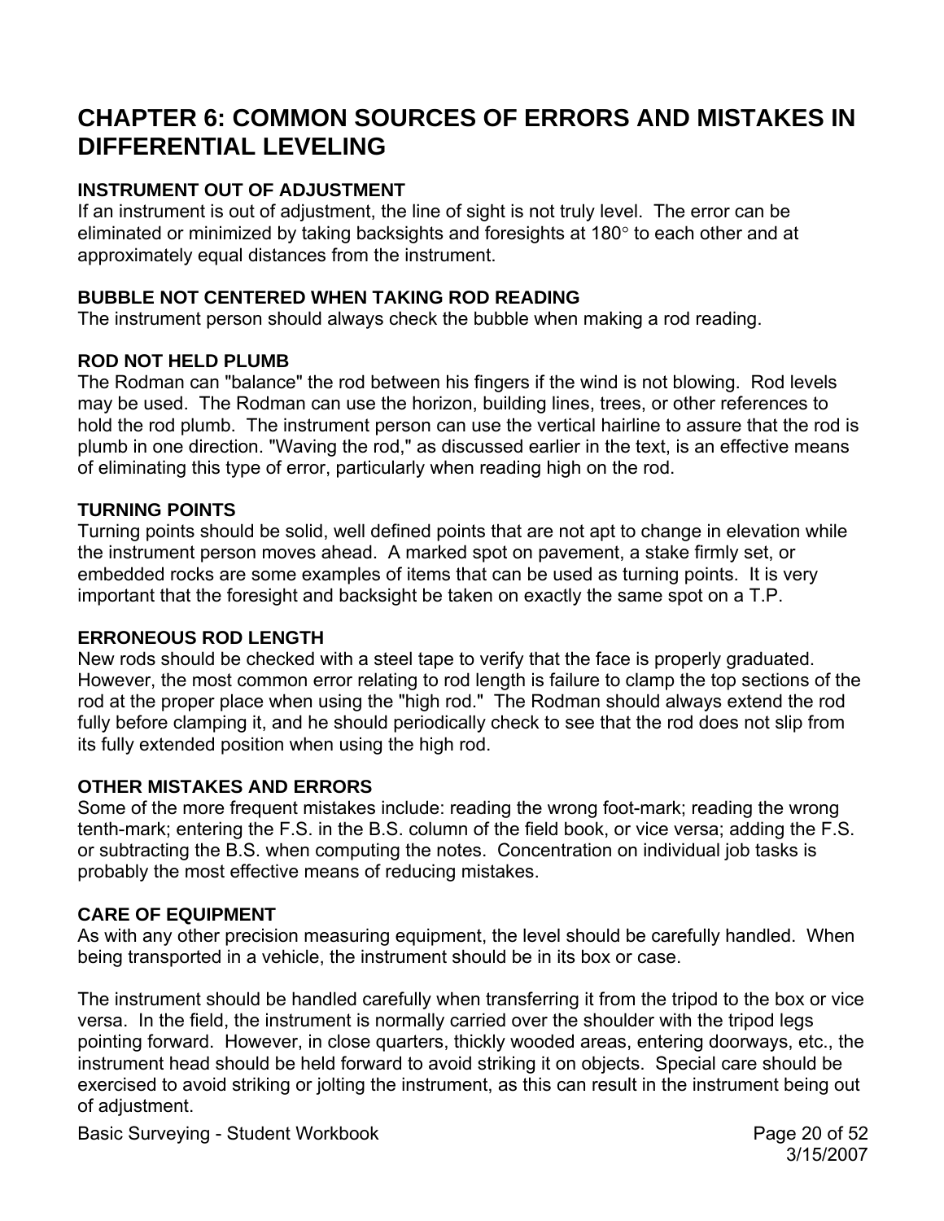# CHAPTER 6: COMMON SOURCES OF ERRORS AND MISTAKES IN DIFFERENTIAL LEVELING

### INSTRUMENT OUT OF ADJUSTMENT

If an instrument is out of adjustment, the line of sight is not truly level. The error can be eliminated or minimized by taking backsights and foresights at 180° to each other and at approximately equal distances from the instrument.

### BUBBLE NOT CENTERED WHEN TAKING ROD READING

The instrument person should always check the bubble when making a rod reading.

### ROD NOT HELD PLUMB

The Rodman can "balance" the rod between his fingers if the wind is not blowing. Rod levels may be used. The Rodman can use the horizon, building lines, trees, or other references to hold the rod plumb. The instrument person can use the vertical hairline to assure that the rod is plumb in one direction. "Waving the rod," as discussed earlier in the text, is an effective means of eliminating this type of error, particularly when reading high on the rod.

### TURNING POINTS

Turning points should be solid, well defined points that are not apt to change in elevation while the instrument person moves ahead. A marked spot on pavement, a stake firmly set, or embedded rocks are some examples of items that can be used as turning points. It is very important that the foresight and backsight be taken on exactly the same spot on a T.P.

### ERRONEOUS ROD LENGTH

New rods should be checked with a steel tape to verify that the face is properly graduated. However, the most common error relating to rod length is failure to clamp the top sections of the rod at the proper place when using the "high rod." The Rodman should always extend the rod fully before clamping it, and he should periodically check to see that the rod does not slip from its fully extended position when using the high rod.

### OTHER MISTAKES AND ERRORS

Some of the more frequent mistakes include: reading the wrong foot-mark; reading the wrong tenth-mark; entering the F.S. in the B.S. column of the field book, or vice versa; adding the F.S. or subtracting the B.S. when computing the notes. Concentration on individual job tasks is probably the most effective means of reducing mistakes.

### CARE OF EQUIPMENT

As with any other precision measuring equipment, the level should be carefully handled. When being transported in a vehicle, the instrument should be in its box or case.

The instrument should be handled carefully when transferring it from the tripod to the box or vice versa. In the field, the instrument is normally carried over the shoulder with the tripod legs pointing forward. However, in close quarters, thickly wooded areas, entering doorways, etc., the instrument head should be held forward to avoid striking it on objects. Special care should be exercised to avoid striking or jolting the instrument, as this can result in the instrument being out of adjustment.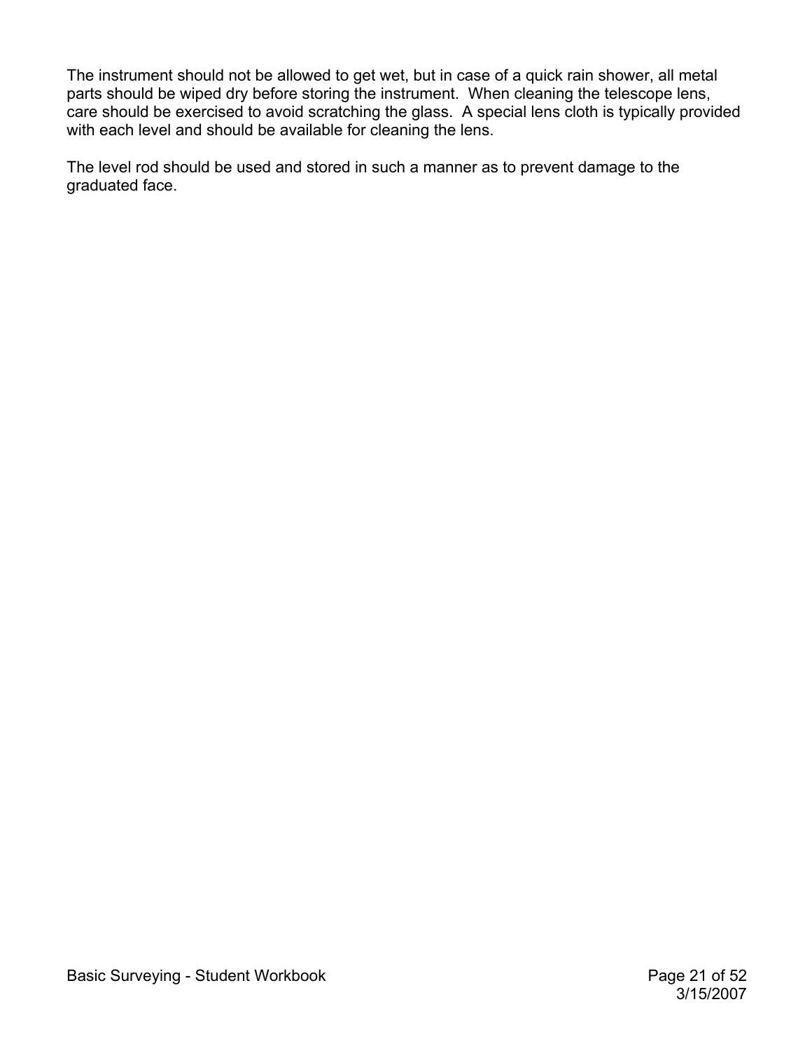The instrument should not be allowed to get wet, but in case of a quick rain shower, all metal parts should be wiped dry before storing the instrument. When cleaning the telescope lens, care should be exercised to avoid scratching the glass. A special lens cloth is typically provided with each level and should be available for cleaning the lens.

The level rod should be used and stored in such a manner as to prevent damage to the graduated face.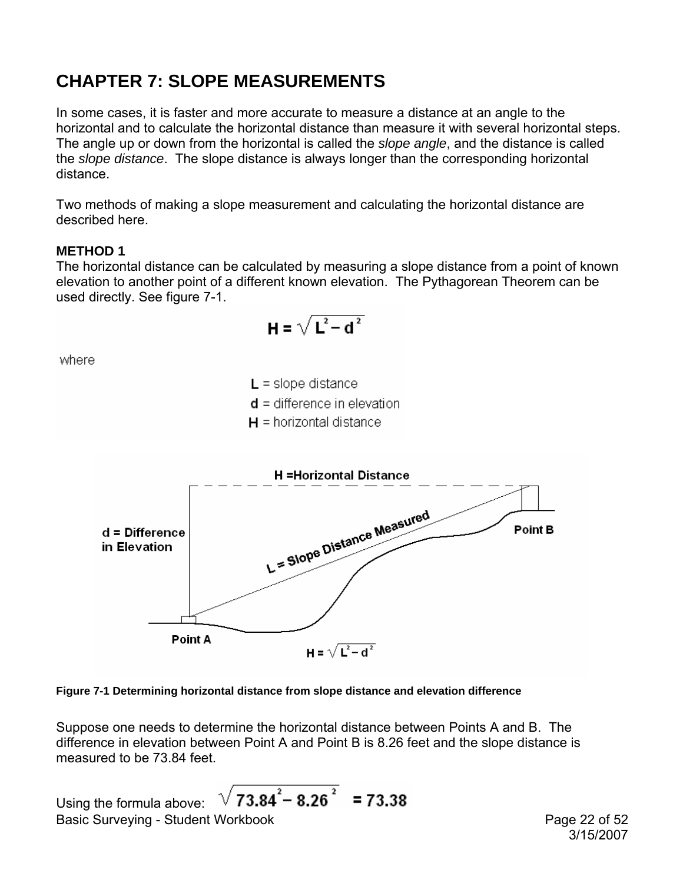# CHAPTER 7: SLOPE MEASUREMENTS

In some cases, it is faster and more accurate to measure a distance at an angle to the horizontal and to calculate the horizontal distance than measure it with several horizontal steps. The angle up or down from the horizontal is called the *slope angle*, and the distance is called the *slope distance*. The slope distance is always longer than the corresponding horizontal distance.

Two methods of making a slope measurement and calculating the horizontal distance are described here.

**METHOD 1**

The horizontal distance can be calculated by measuring a slope distance from a point of known elevation to another point of a different known elevation. The Pythagorean Theorem can be used directly. See figure 7-1.

$$H = \sqrt{L^2 - d^2}$$

where

**L** = slope distance
**d** = difference in elevation
**H** = horizontal distance

**Figure 7-1 Determining horizontal distance from slope distance and elevation difference**

Suppose one needs to determine the horizontal distance between Points A and B. The difference in elevation between Point A and Point B is 8.26 feet and the slope distance is measured to be 73.84 feet.

Using the formula above: $\sqrt{73.84^2 - 8.26^2} = 73.38$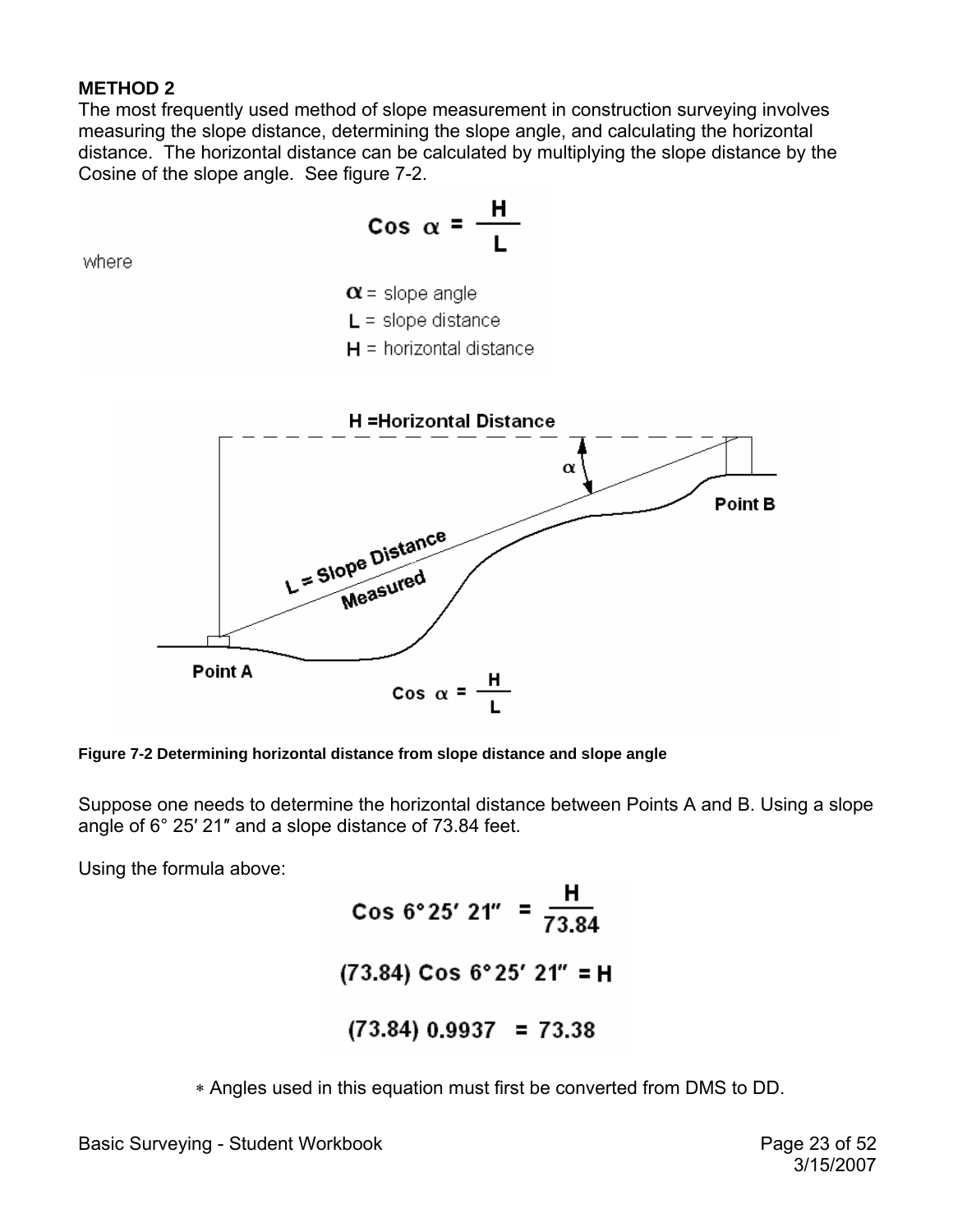**METHOD 2**

The most frequently used method of slope measurement in construction surveying involves measuring the slope distance, determining the slope angle, and calculating the horizontal distance. The horizontal distance can be calculated by multiplying the slope distance by the Cosine of the slope angle. See figure 7-2.

$$\text{Cos } \alpha = \frac{H}{L}$$

where

$\alpha$ = slope angle
$L$ = slope distance
$H$ = horizontal distance

**Figure 7-2 Determining horizontal distance from slope distance and slope angle**

Suppose one needs to determine the horizontal distance between Points A and B. Using a slope angle of 6° 25′ 21″ and a slope distance of 73.84 feet.

Using the formula above:

$$\text{Cos } 6°25'\,21'' = \frac{H}{73.84}$$

$$(73.84)\ \text{Cos } 6°25'\,21'' = H$$

$$(73.84)\ 0.9937 = 73.38$$

∗ Angles used in this equation must first be converted from DMS to DD.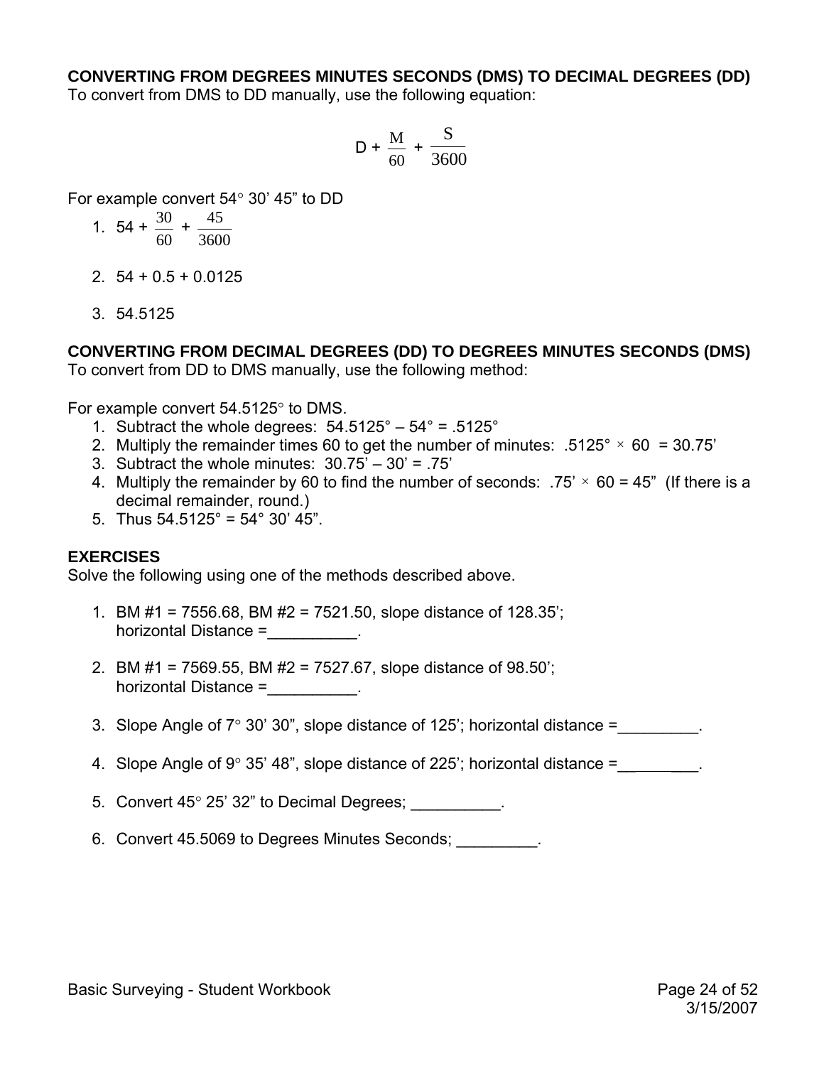### CONVERTING FROM DEGREES MINUTES SECONDS (DMS) TO DECIMAL DEGREES (DD)

To convert from DMS to DD manually, use the following equation:

$$D + \frac{M}{60} + \frac{S}{3600}$$

For example convert 54° 30' 45" to DD

1. $54 + \frac{30}{60} + \frac{45}{3600}$
2. 54 + 0.5 + 0.0125
3. 54.5125

### CONVERTING FROM DECIMAL DEGREES (DD) TO DEGREES MINUTES SECONDS (DMS)

To convert from DD to DMS manually, use the following method:

For example convert 54.5125° to DMS.

1. Subtract the whole degrees: 54.5125° – 54° = .5125°
2. Multiply the remainder times 60 to get the number of minutes: .5125° × 60 = 30.75'
3. Subtract the whole minutes: 30.75' – 30' = .75'
4. Multiply the remainder by 60 to find the number of seconds: .75' × 60 = 45" (If there is a decimal remainder, round.)
5. Thus 54.5125° = 54° 30' 45".

### EXERCISES

Solve the following using one of the methods described above.

1. BM #1 = 7556.68, BM #2 = 7521.50, slope distance of 128.35';
   horizontal Distance =__________.
2. BM #1 = 7569.55, BM #2 = 7527.67, slope distance of 98.50';
   horizontal Distance =__________.
3. Slope Angle of 7° 30' 30", slope distance of 125'; horizontal distance =_________.
4. Slope Angle of 9° 35' 48", slope distance of 225'; horizontal distance =_________.
5. Convert 45° 25' 32" to Decimal Degrees; __________.
6. Convert 45.5069 to Degrees Minutes Seconds; _________.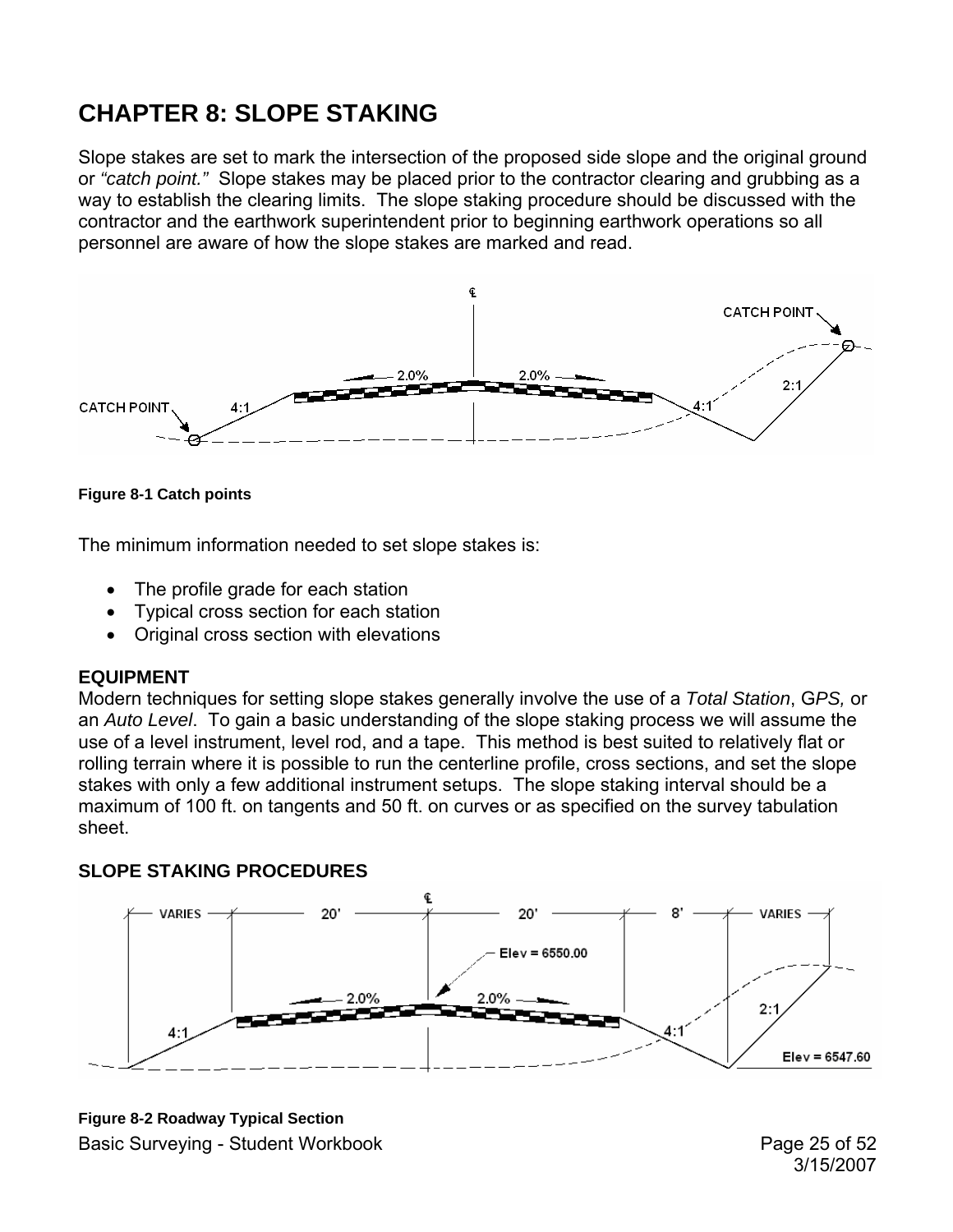# CHAPTER 8: SLOPE STAKING

Slope stakes are set to mark the intersection of the proposed side slope and the original ground or *"catch point."* Slope stakes may be placed prior to the contractor clearing and grubbing as a way to establish the clearing limits. The slope staking procedure should be discussed with the contractor and the earthwork superintendent prior to beginning earthwork operations so all personnel are aware of how the slope stakes are marked and read.

**Figure 8-1 Catch points**

The minimum information needed to set slope stakes is:

- The profile grade for each station
- Typical cross section for each station
- Original cross section with elevations

### EQUIPMENT

Modern techniques for setting slope stakes generally involve the use of a *Total Station*, G*PS,* or an *Auto Level*. To gain a basic understanding of the slope staking process we will assume the use of a level instrument, level rod, and a tape. This method is best suited to relatively flat or rolling terrain where it is possible to run the centerline profile, cross sections, and set the slope stakes with only a few additional instrument setups. The slope staking interval should be a maximum of 100 ft. on tangents and 50 ft. on curves or as specified on the survey tabulation sheet.

### SLOPE STAKING PROCEDURES

**Figure 8-2 Roadway Typical Section**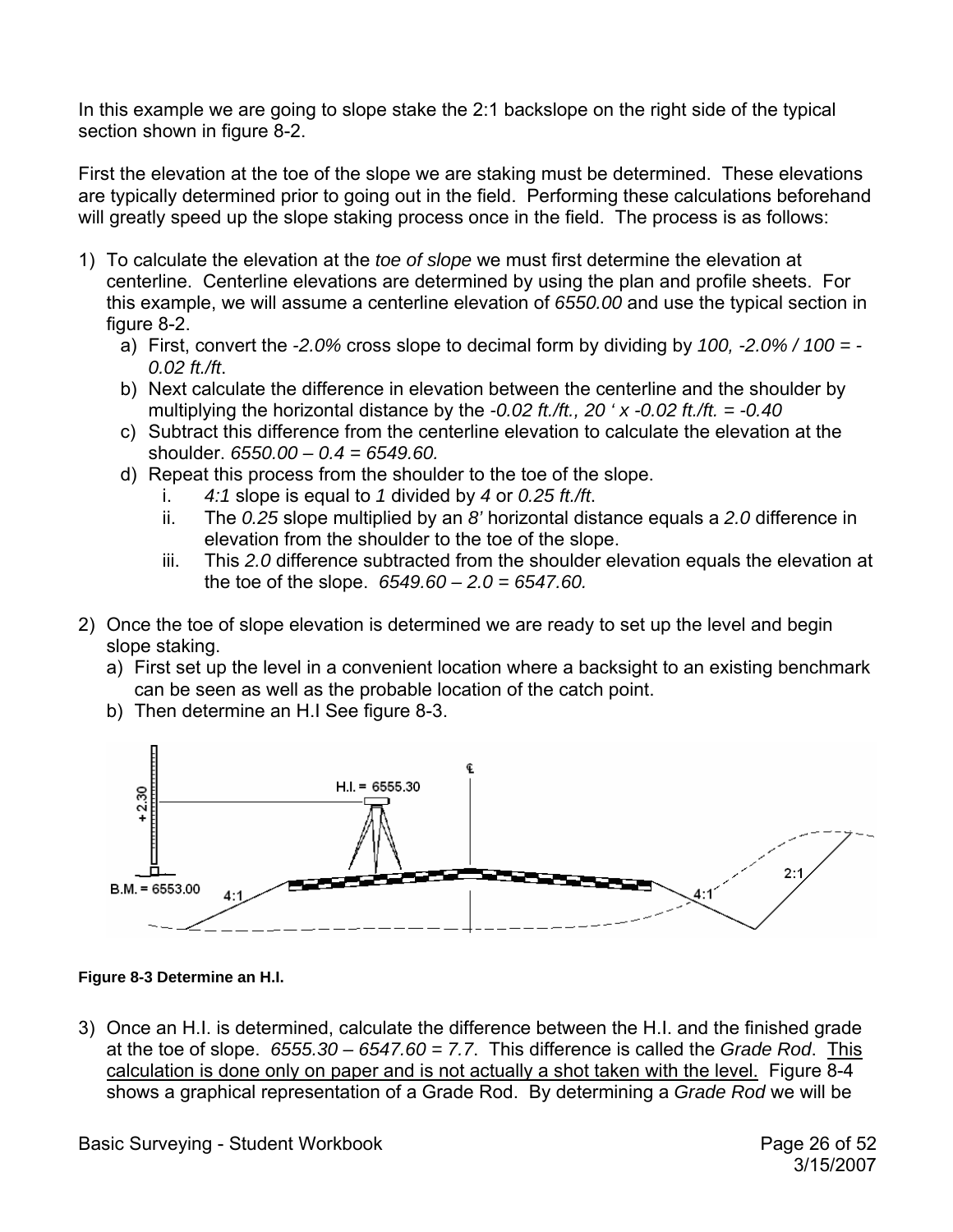In this example we are going to slope stake the 2:1 backslope on the right side of the typical section shown in figure 8-2.

First the elevation at the toe of the slope we are staking must be determined. These elevations are typically determined prior to going out in the field. Performing these calculations beforehand will greatly speed up the slope staking process once in the field. The process is as follows:

1) To calculate the elevation at the *toe of slope* we must first determine the elevation at centerline. Centerline elevations are determined by using the plan and profile sheets. For this example, we will assume a centerline elevation of *6550.00* and use the typical section in figure 8-2.
   a) First, convert the *-2.0%* cross slope to decimal form by dividing by *100, -2.0% / 100 = -0.02 ft./ft*.
   b) Next calculate the difference in elevation between the centerline and the shoulder by multiplying the horizontal distance by the *-0.02 ft./ft., 20 ' x -0.02 ft./ft. = -0.40*
   c) Subtract this difference from the centerline elevation to calculate the elevation at the shoulder. *6550.00 – 0.4 = 6549.60.*
   d) Repeat this process from the shoulder to the toe of the slope.
      i. *4:1* slope is equal to *1* divided by *4* or *0.25 ft./ft*.
      ii. The *0.25* slope multiplied by an *8'* horizontal distance equals a *2.0* difference in elevation from the shoulder to the toe of the slope.
      iii. This *2.0* difference subtracted from the shoulder elevation equals the elevation at the toe of the slope. *6549.60 – 2.0 = 6547.60.*

2) Once the toe of slope elevation is determined we are ready to set up the level and begin slope staking.
   a) First set up the level in a convenient location where a backsight to an existing benchmark can be seen as well as the probable location of the catch point.
   b) Then determine an H.I See figure 8-3.

**Figure 8-3 Determine an H.I.**

3) Once an H.I. is determined, calculate the difference between the H.I. and the finished grade at the toe of slope. *6555.30 – 6547.60 = 7.7*. This difference is called the *Grade Rod*. <u>This calculation is done only on paper and is not actually a shot taken with the level.</u> Figure 8-4 shows a graphical representation of a Grade Rod. By determining a *Grade Rod* we will be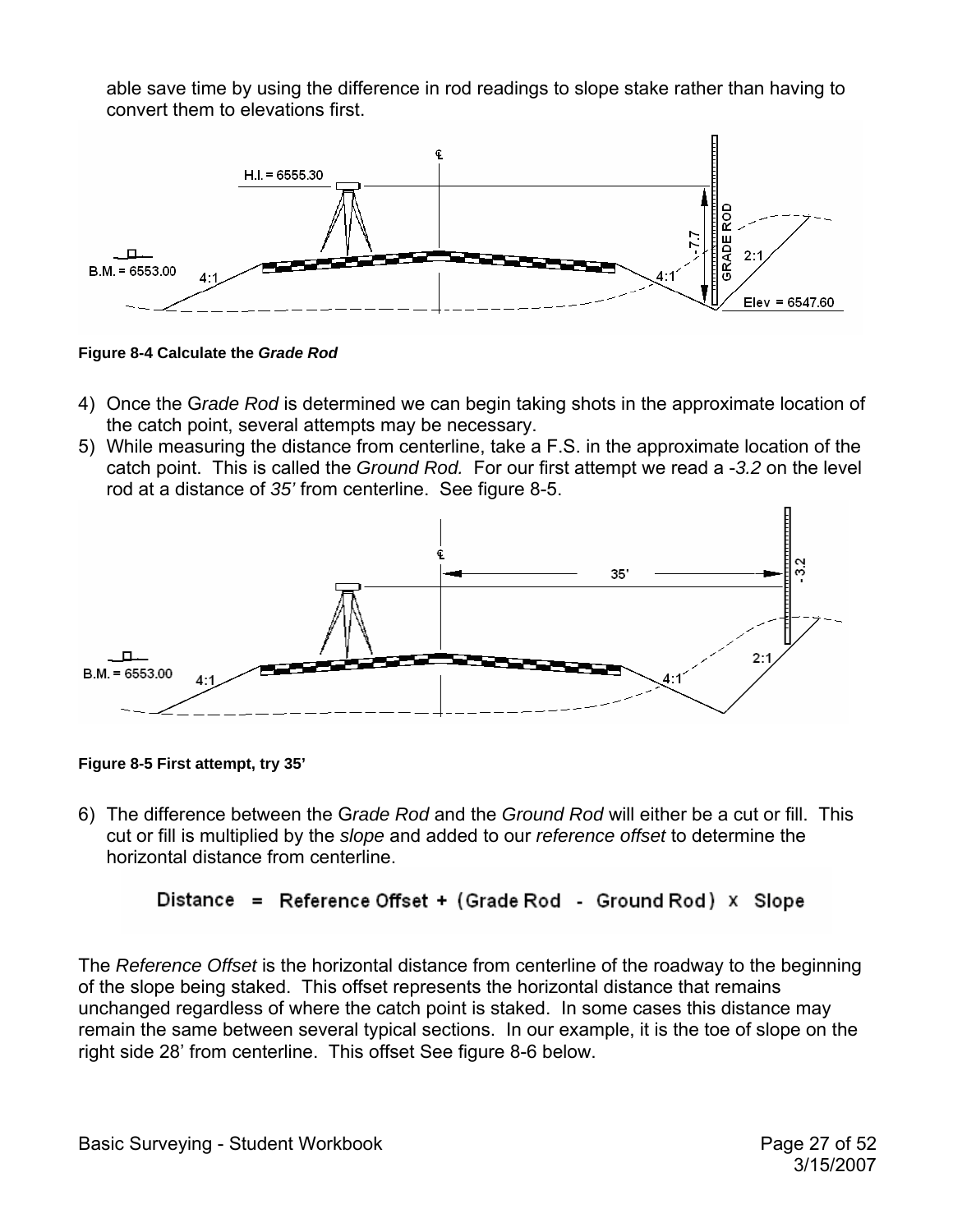able save time by using the difference in rod readings to slope stake rather than having to convert them to elevations first.

**Figure 8-4 Calculate the *Grade Rod***

4) Once the G*rade Rod* is determined we can begin taking shots in the approximate location of the catch point, several attempts may be necessary.
5) While measuring the distance from centerline, take a F.S. in the approximate location of the catch point. This is called the *Ground Rod.* For our first attempt we read a *-3.2* on the level rod at a distance of *35'* from centerline. See figure 8-5.

**Figure 8-5 First attempt, try 35'**

6) The difference between the G*rade Rod* and the *Ground Rod* will either be a cut or fill. This cut or fill is multiplied by the *slope* and added to our *reference offset* to determine the horizontal distance from centerline.

$$\text{Distance} = \text{Reference Offset} + (\text{Grade Rod} - \text{Ground Rod}) \times \text{Slope}$$

The *Reference Offset* is the horizontal distance from centerline of the roadway to the beginning of the slope being staked. This offset represents the horizontal distance that remains unchanged regardless of where the catch point is staked. In some cases this distance may remain the same between several typical sections. In our example, it is the toe of slope on the right side 28' from centerline. This offset See figure 8-6 below.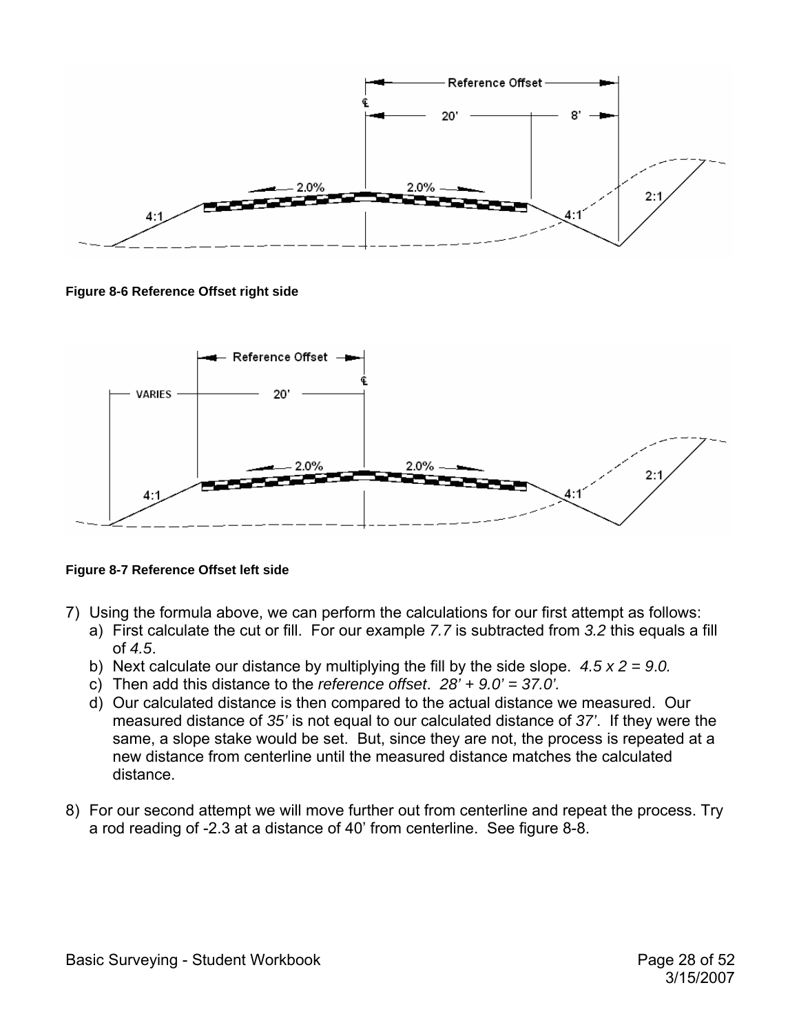**Figure 8-6 Reference Offset right side**

**Figure 8-7 Reference Offset left side**

7) Using the formula above, we can perform the calculations for our first attempt as follows:
   a) First calculate the cut or fill. For our example *7.7* is subtracted from *3.2* this equals a fill of *4.5*.
   b) Next calculate our distance by multiplying the fill by the side slope. *4.5 x 2 = 9.0.*
   c) Then add this distance to the *reference offset*. *28' + 9.0' = 37.0'.*
   d) Our calculated distance is then compared to the actual distance we measured. Our measured distance of *35'* is not equal to our calculated distance of *37'*. If they were the same, a slope stake would be set. But, since they are not, the process is repeated at a new distance from centerline until the measured distance matches the calculated distance.

8) For our second attempt we will move further out from centerline and repeat the process. Try a rod reading of -2.3 at a distance of 40' from centerline. See figure 8-8.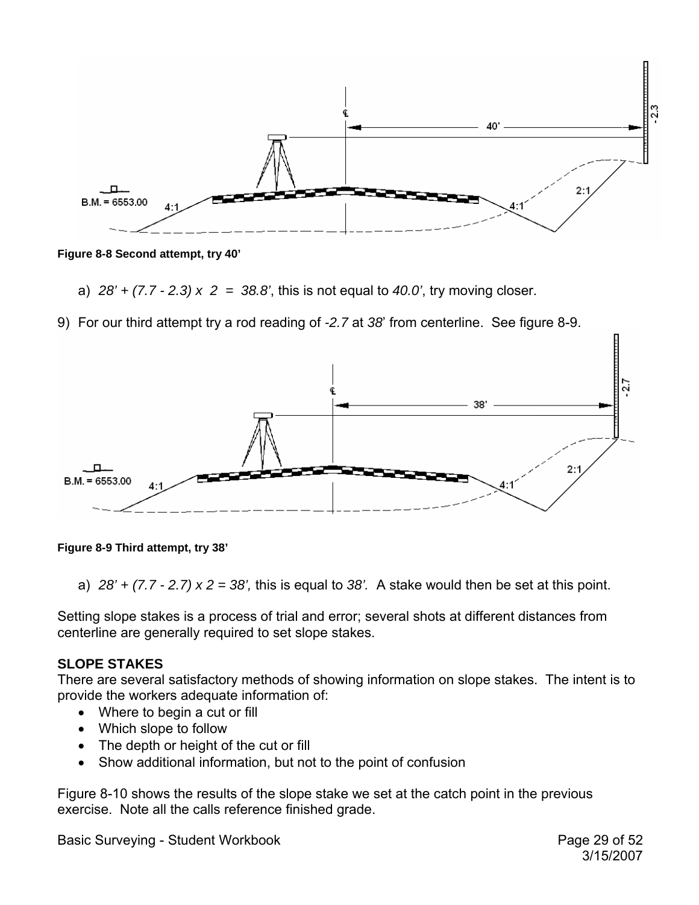Figure 8-8 Second attempt, try 40'

a) *28' + (7.7 - 2.3) x 2 = 38.8'*, this is not equal to *40.0'*, try moving closer.

9) For our third attempt try a rod reading of *-2.7* at *38*' from centerline. See figure 8-9.

Figure 8-9 Third attempt, try 38'

a) *28' + (7.7 - 2.7) x 2 = 38',* this is equal to *38'.* A stake would then be set at this point.

Setting slope stakes is a process of trial and error; several shots at different distances from centerline are generally required to set slope stakes.

## SLOPE STAKES

There are several satisfactory methods of showing information on slope stakes. The intent is to provide the workers adequate information of:

- Where to begin a cut or fill
- Which slope to follow
- The depth or height of the cut or fill
- Show additional information, but not to the point of confusion

Figure 8-10 shows the results of the slope stake we set at the catch point in the previous exercise. Note all the calls reference finished grade.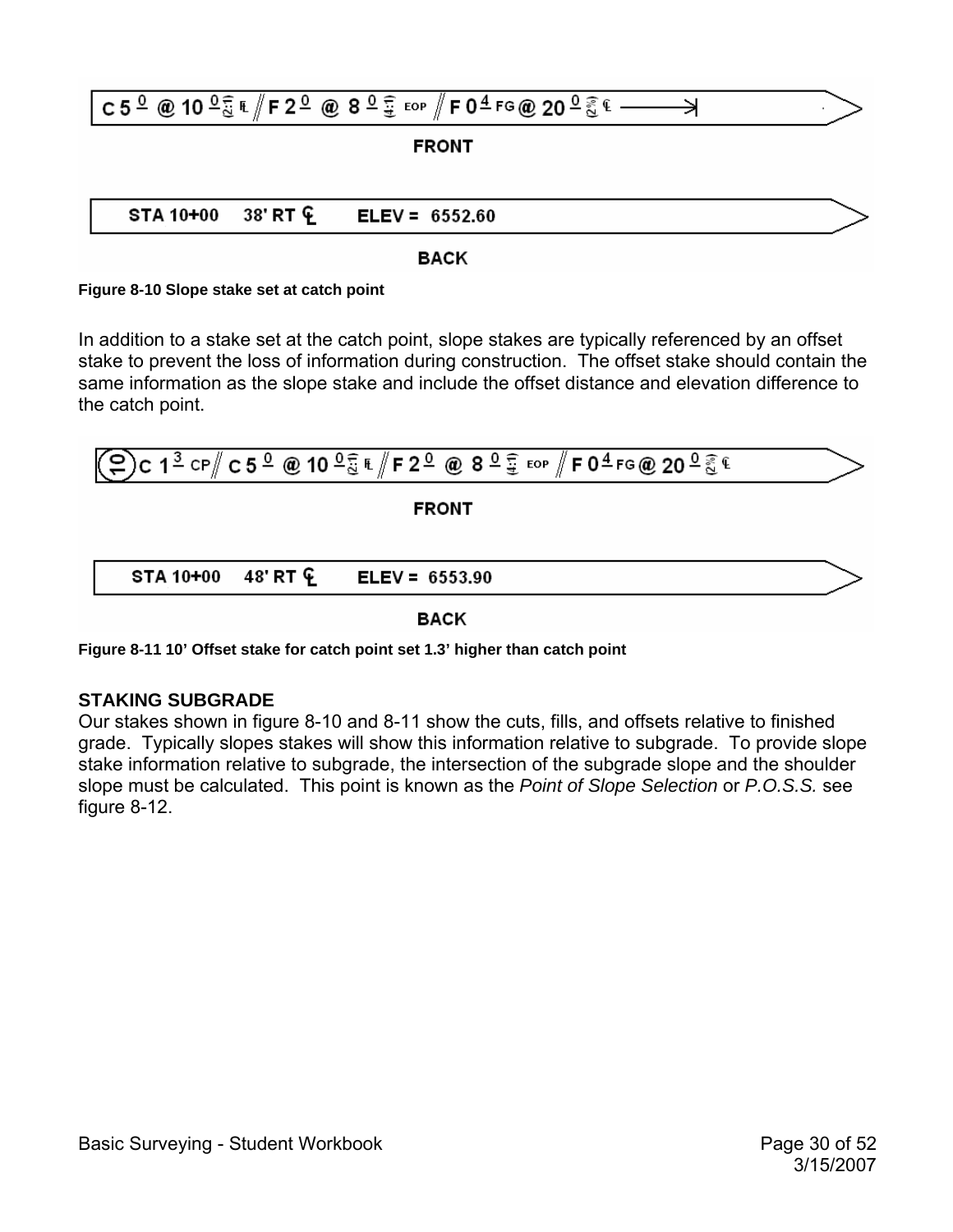C 5.0 @ 10.0 (2:1) FL // F 2.0 @ 8.0 (4:1) EOP // F 0.4 FG @ 20.0 (2%) ℄ ⟶|

**FRONT**

STA 10+00 38' RT ℄ ELEV = 6552.60

**BACK**

**Figure 8-10 Slope stake set at catch point**

In addition to a stake set at the catch point, slope stakes are typically referenced by an offset stake to prevent the loss of information during construction. The offset stake should contain the same information as the slope stake and include the offset distance and elevation difference to the catch point.

(10) C 1.3 CP // C 5.0 @ 10.0 (2:1) FL // F 2.0 @ 8.0 (4:1) EOP // F 0.4 FG @ 20.0 (2%) ℄

**FRONT**

STA 10+00 48' RT ℄ ELEV = 6553.90

**BACK**

**Figure 8-11 10' Offset stake for catch point set 1.3' higher than catch point**

### STAKING SUBGRADE

Our stakes shown in figure 8-10 and 8-11 show the cuts, fills, and offsets relative to finished grade. Typically slopes stakes will show this information relative to subgrade. To provide slope stake information relative to subgrade, the intersection of the subgrade slope and the shoulder slope must be calculated. This point is known as the *Point of Slope Selection* or *P.O.S.S.* see figure 8-12.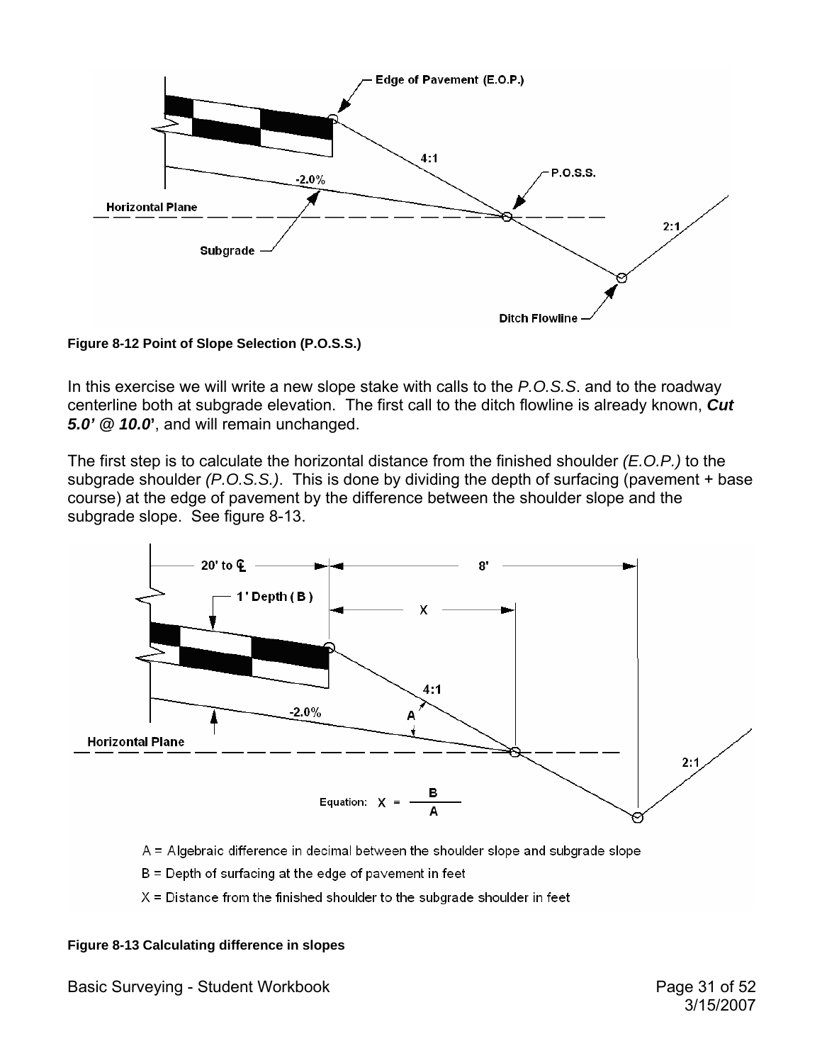**Figure 8-12 Point of Slope Selection (P.O.S.S.)**

In this exercise we will write a new slope stake with calls to the *P.O.S.S*. and to the roadway centerline both at subgrade elevation. The first call to the ditch flowline is already known, ***Cut 5.0'*** *@* ***10.0'***, and will remain unchanged.

The first step is to calculate the horizontal distance from the finished shoulder *(E.O.P.)* to the subgrade shoulder *(P.O.S.S.)*. This is done by dividing the depth of surfacing (pavement + base course) at the edge of pavement by the difference between the shoulder slope and the subgrade slope. See figure 8-13.

Equation: $X = \dfrac{B}{A}$

A = Algebraic difference in decimal between the shoulder slope and subgrade slope

B = Depth of surfacing at the edge of pavement in feet

X = Distance from the finished shoulder to the subgrade shoulder in feet

**Figure 8-13 Calculating difference in slopes**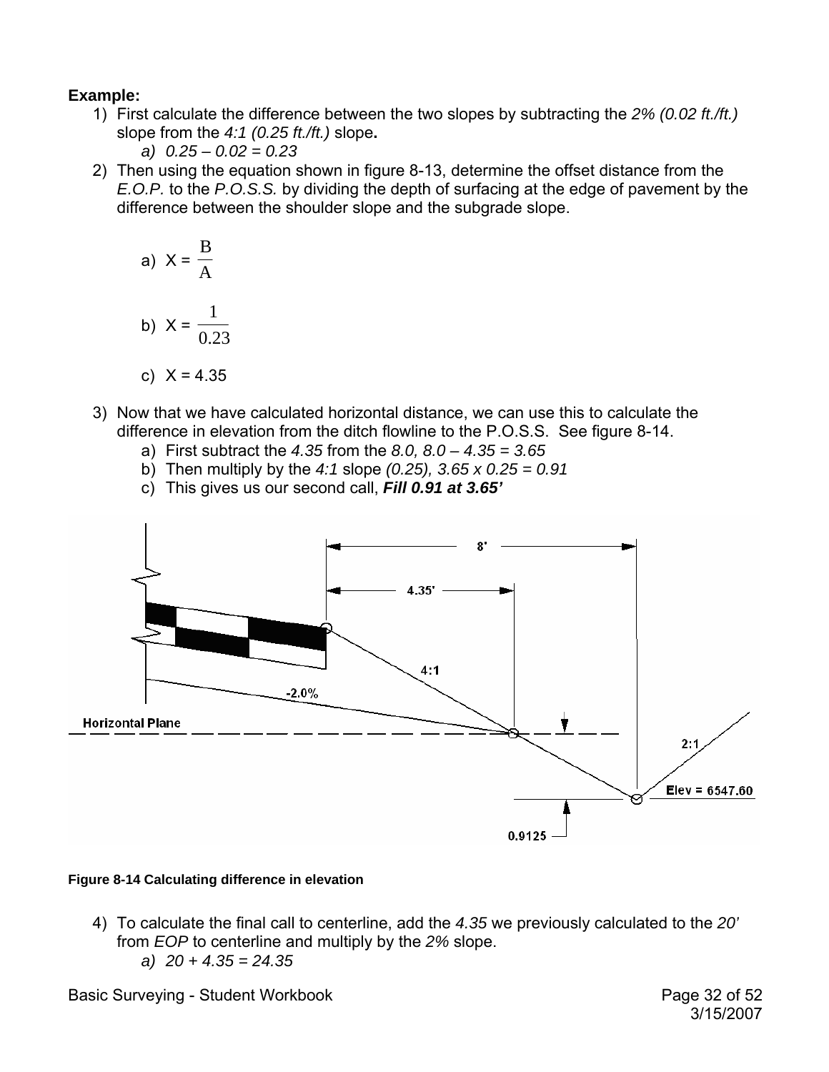**Example:**

1) First calculate the difference between the two slopes by subtracting the *2% (0.02 ft./ft.)* slope from the *4:1 (0.25 ft./ft.)* slope**.**
   a) *0.25 – 0.02 = 0.23*
2) Then using the equation shown in figure 8-13, determine the offset distance from the *E.O.P.* to the *P.O.S.S.* by dividing the depth of surfacing at the edge of pavement by the difference between the shoulder slope and the subgrade slope.

   a) $X = \frac{B}{A}$

   b) $X = \frac{1}{0.23}$

   c) X = 4.35

3) Now that we have calculated horizontal distance, we can use this to calculate the difference in elevation from the ditch flowline to the P.O.S.S. See figure 8-14.
   a) First subtract the *4.35* from the *8.0, 8.0 – 4.35 = 3.65*
   b) Then multiply by the *4:1* slope *(0.25), 3.65 x 0.25 = 0.91*
   c) This gives us our second call, ***Fill 0.91 at 3.65'***

**Figure 8-14 Calculating difference in elevation**

4) To calculate the final call to centerline, add the *4.35* we previously calculated to the *20'* from *EOP* to centerline and multiply by the *2%* slope.
   a) *20 + 4.35 = 24.35*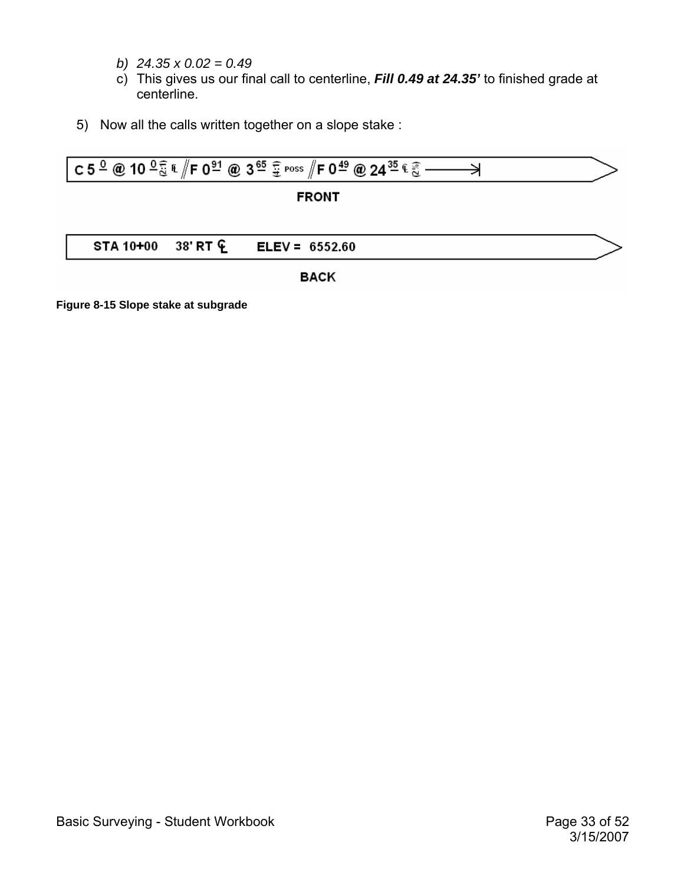b) *24.35 x 0.02 = 0.49*

c) This gives us our final call to centerline, ***Fill 0.49 at 24.35’*** to finished grade at centerline.

5) Now all the calls written together on a slope stake :

**FRONT**

C 5.0 @ 10.0 // F 0.91 @ 3.65 POSS // F 0.49 @ 24.35 ℄

**BACK**

STA 10+00 38' RT ℄ ELEV = 6552.60

**Figure 8-15 Slope stake at subgrade**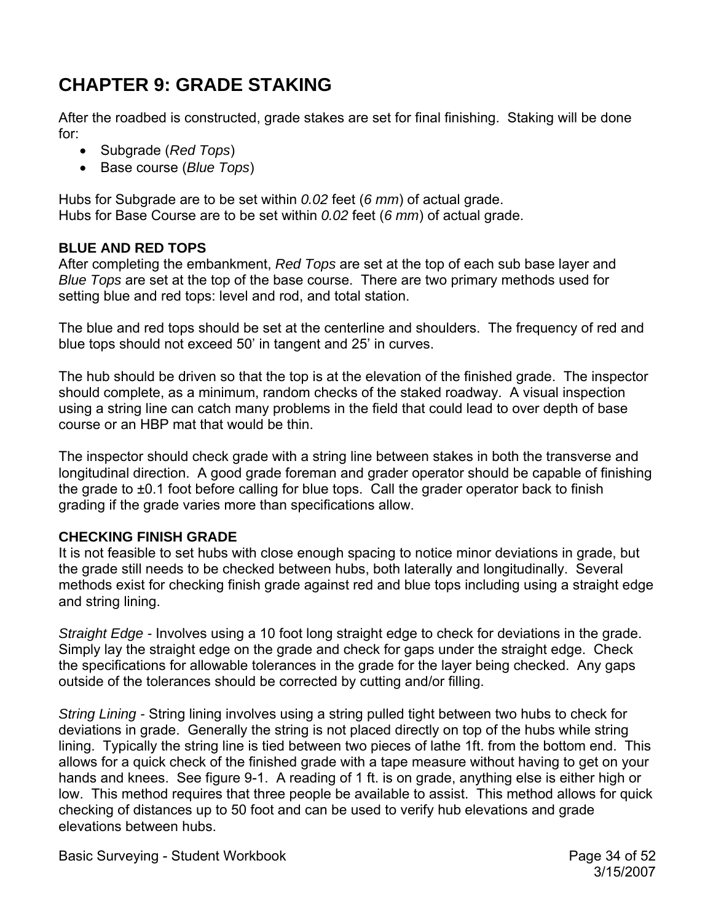# CHAPTER 9: GRADE STAKING

After the roadbed is constructed, grade stakes are set for final finishing. Staking will be done for:

- Subgrade (*Red Tops*)
- Base course (*Blue Tops*)

Hubs for Subgrade are to be set within *0.02* feet (*6 mm*) of actual grade.
Hubs for Base Course are to be set within *0.02* feet (*6 mm*) of actual grade.

### BLUE AND RED TOPS

After completing the embankment, *Red Tops* are set at the top of each sub base layer and *Blue Tops* are set at the top of the base course. There are two primary methods used for setting blue and red tops: level and rod, and total station.

The blue and red tops should be set at the centerline and shoulders. The frequency of red and blue tops should not exceed 50' in tangent and 25' in curves.

The hub should be driven so that the top is at the elevation of the finished grade. The inspector should complete, as a minimum, random checks of the staked roadway. A visual inspection using a string line can catch many problems in the field that could lead to over depth of base course or an HBP mat that would be thin.

The inspector should check grade with a string line between stakes in both the transverse and longitudinal direction. A good grade foreman and grader operator should be capable of finishing the grade to ±0.1 foot before calling for blue tops. Call the grader operator back to finish grading if the grade varies more than specifications allow.

### CHECKING FINISH GRADE

It is not feasible to set hubs with close enough spacing to notice minor deviations in grade, but the grade still needs to be checked between hubs, both laterally and longitudinally. Several methods exist for checking finish grade against red and blue tops including using a straight edge and string lining.

*Straight Edge* - Involves using a 10 foot long straight edge to check for deviations in the grade. Simply lay the straight edge on the grade and check for gaps under the straight edge. Check the specifications for allowable tolerances in the grade for the layer being checked. Any gaps outside of the tolerances should be corrected by cutting and/or filling.

*String Lining* - String lining involves using a string pulled tight between two hubs to check for deviations in grade. Generally the string is not placed directly on top of the hubs while string lining. Typically the string line is tied between two pieces of lathe 1ft. from the bottom end. This allows for a quick check of the finished grade with a tape measure without having to get on your hands and knees. See figure 9-1. A reading of 1 ft. is on grade, anything else is either high or low. This method requires that three people be available to assist. This method allows for quick checking of distances up to 50 foot and can be used to verify hub elevations and grade elevations between hubs.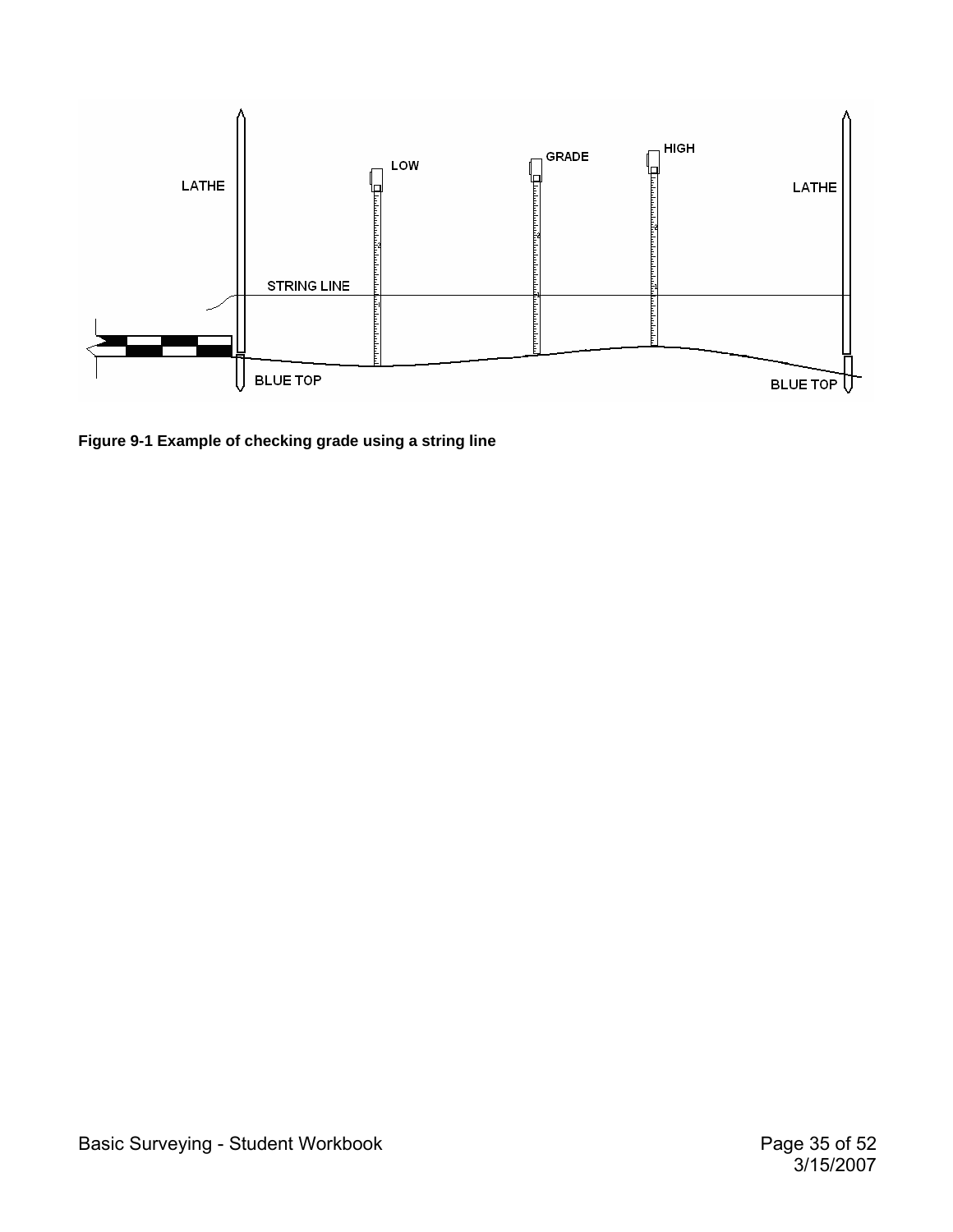**Figure 9-1 Example of checking grade using a string line**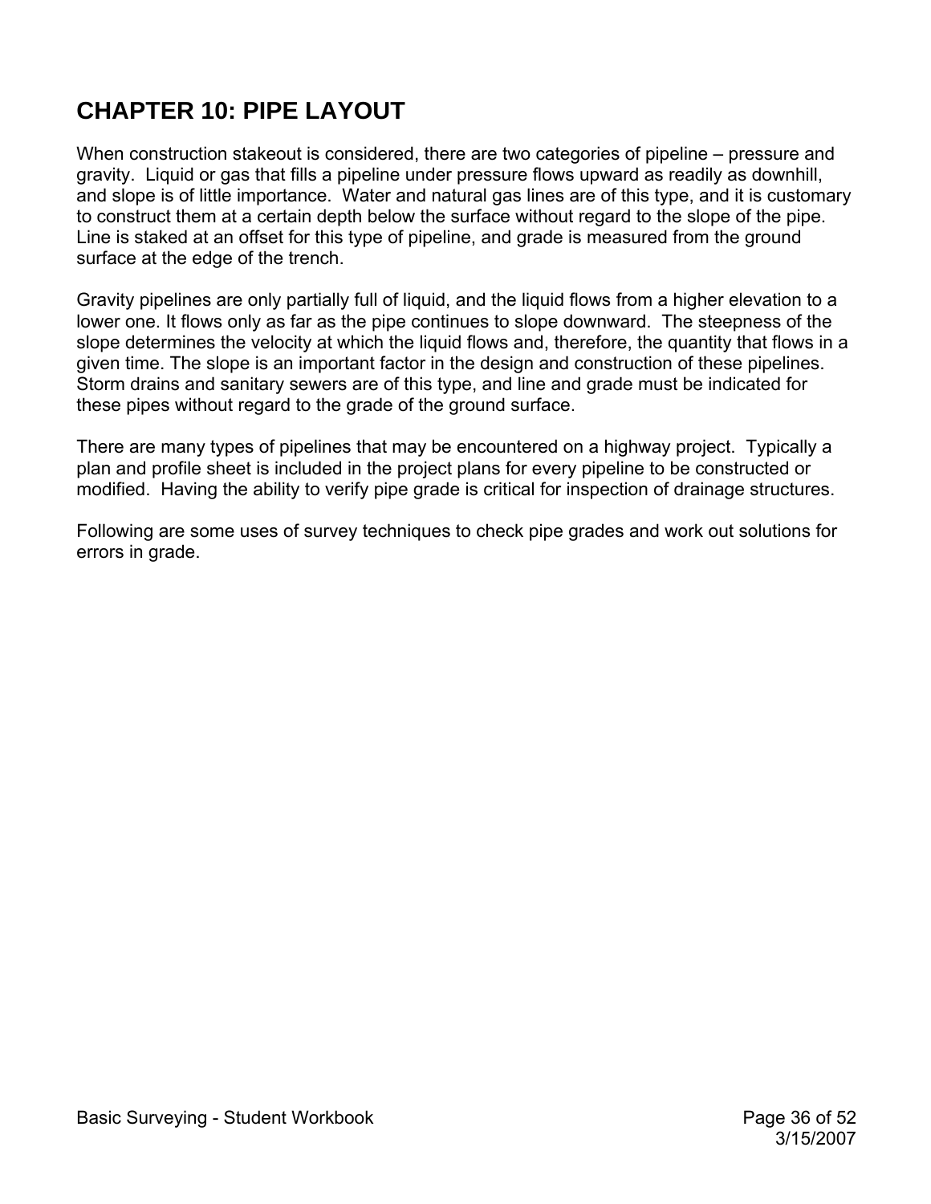# CHAPTER 10: PIPE LAYOUT

When construction stakeout is considered, there are two categories of pipeline – pressure and gravity. Liquid or gas that fills a pipeline under pressure flows upward as readily as downhill, and slope is of little importance. Water and natural gas lines are of this type, and it is customary to construct them at a certain depth below the surface without regard to the slope of the pipe. Line is staked at an offset for this type of pipeline, and grade is measured from the ground surface at the edge of the trench.

Gravity pipelines are only partially full of liquid, and the liquid flows from a higher elevation to a lower one. It flows only as far as the pipe continues to slope downward. The steepness of the slope determines the velocity at which the liquid flows and, therefore, the quantity that flows in a given time. The slope is an important factor in the design and construction of these pipelines. Storm drains and sanitary sewers are of this type, and line and grade must be indicated for these pipes without regard to the grade of the ground surface.

There are many types of pipelines that may be encountered on a highway project. Typically a plan and profile sheet is included in the project plans for every pipeline to be constructed or modified. Having the ability to verify pipe grade is critical for inspection of drainage structures.

Following are some uses of survey techniques to check pipe grades and work out solutions for errors in grade.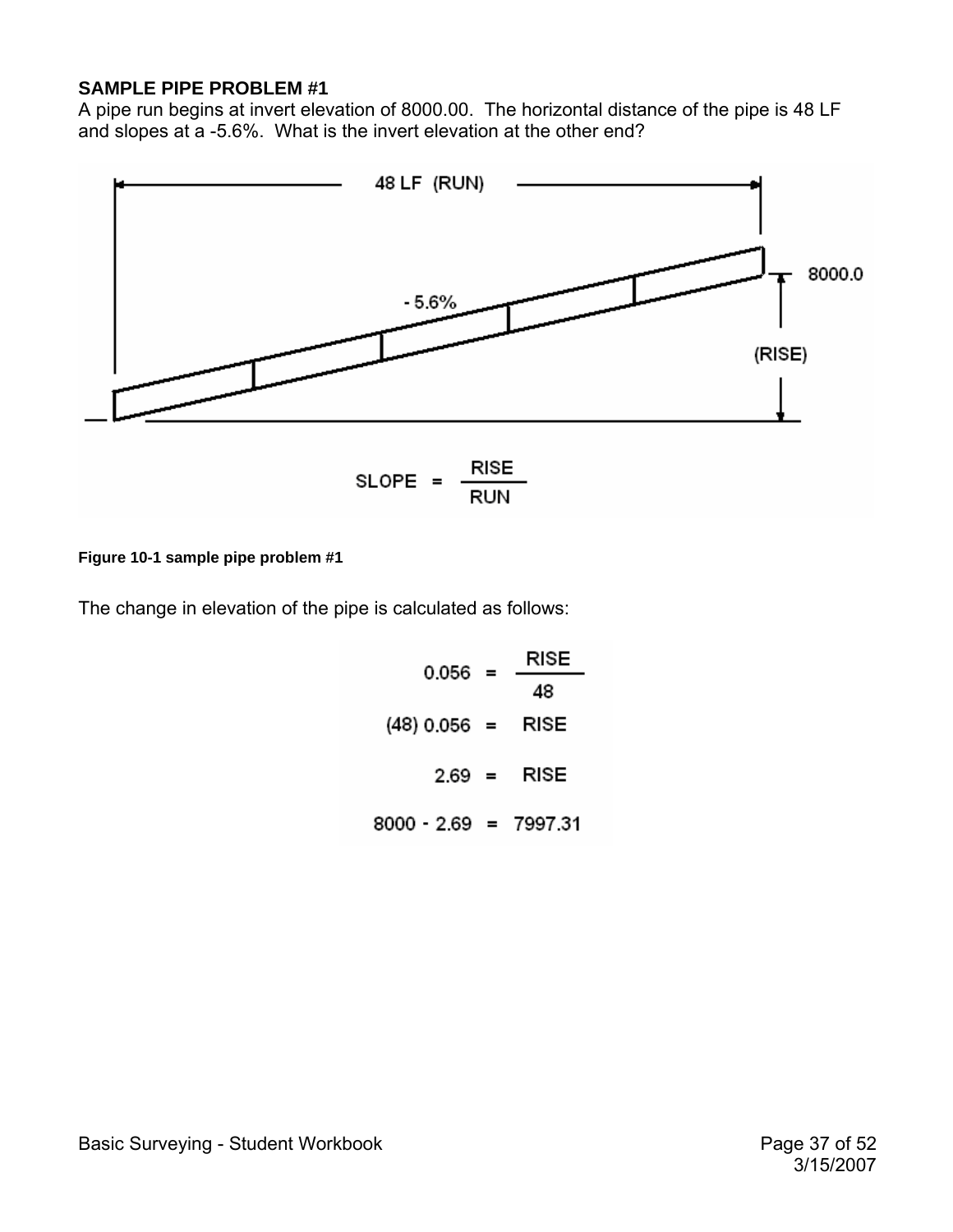**SAMPLE PIPE PROBLEM #1**

A pipe run begins at invert elevation of 8000.00. The horizontal distance of the pipe is 48 LF and slopes at a -5.6%. What is the invert elevation at the other end?

$$\text{SLOPE} = \frac{\text{RISE}}{\text{RUN}}$$

**Figure 10-1 sample pipe problem #1**

The change in elevation of the pipe is calculated as follows:

$$0.056 = \frac{\text{RISE}}{48}$$

$$(48)\ 0.056 = \text{RISE}$$

$$2.69 = \text{RISE}$$

$$8000 - 2.69 = 7997.31$$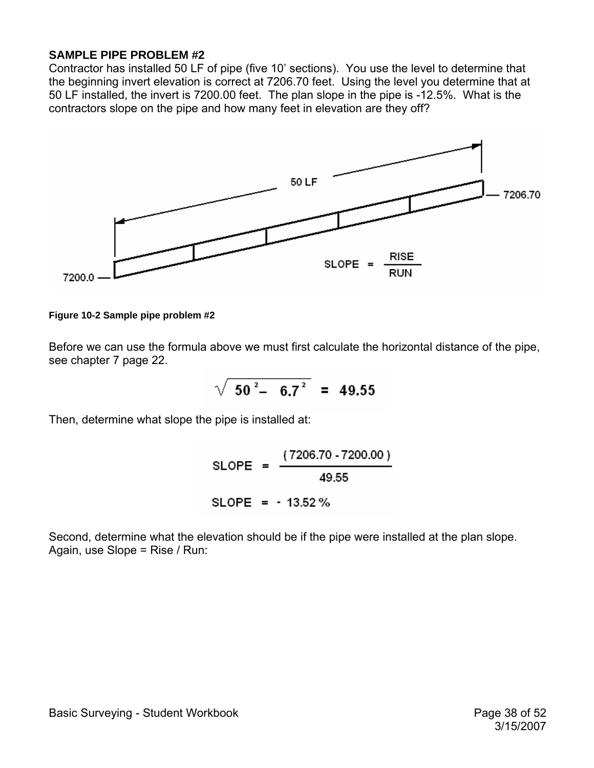**SAMPLE PIPE PROBLEM #2**

Contractor has installed 50 LF of pipe (five 10' sections). You use the level to determine that the beginning invert elevation is correct at 7206.70 feet. Using the level you determine that at 50 LF installed, the invert is 7200.00 feet. The plan slope in the pipe is -12.5%. What is the contractors slope on the pipe and how many feet in elevation are they off?

Figure 10-2 Sample pipe problem #2

Before we can use the formula above we must first calculate the horizontal distance of the pipe, see chapter 7 page 22.

$$\sqrt{50^2 - 6.7^2} = 49.55$$

Then, determine what slope the pipe is installed at:

$$\text{SLOPE} = \frac{(7206.70 - 7200.00)}{49.55}$$

$$\text{SLOPE} = -13.52\%$$

Second, determine what the elevation should be if the pipe were installed at the plan slope. Again, use Slope = Rise / Run: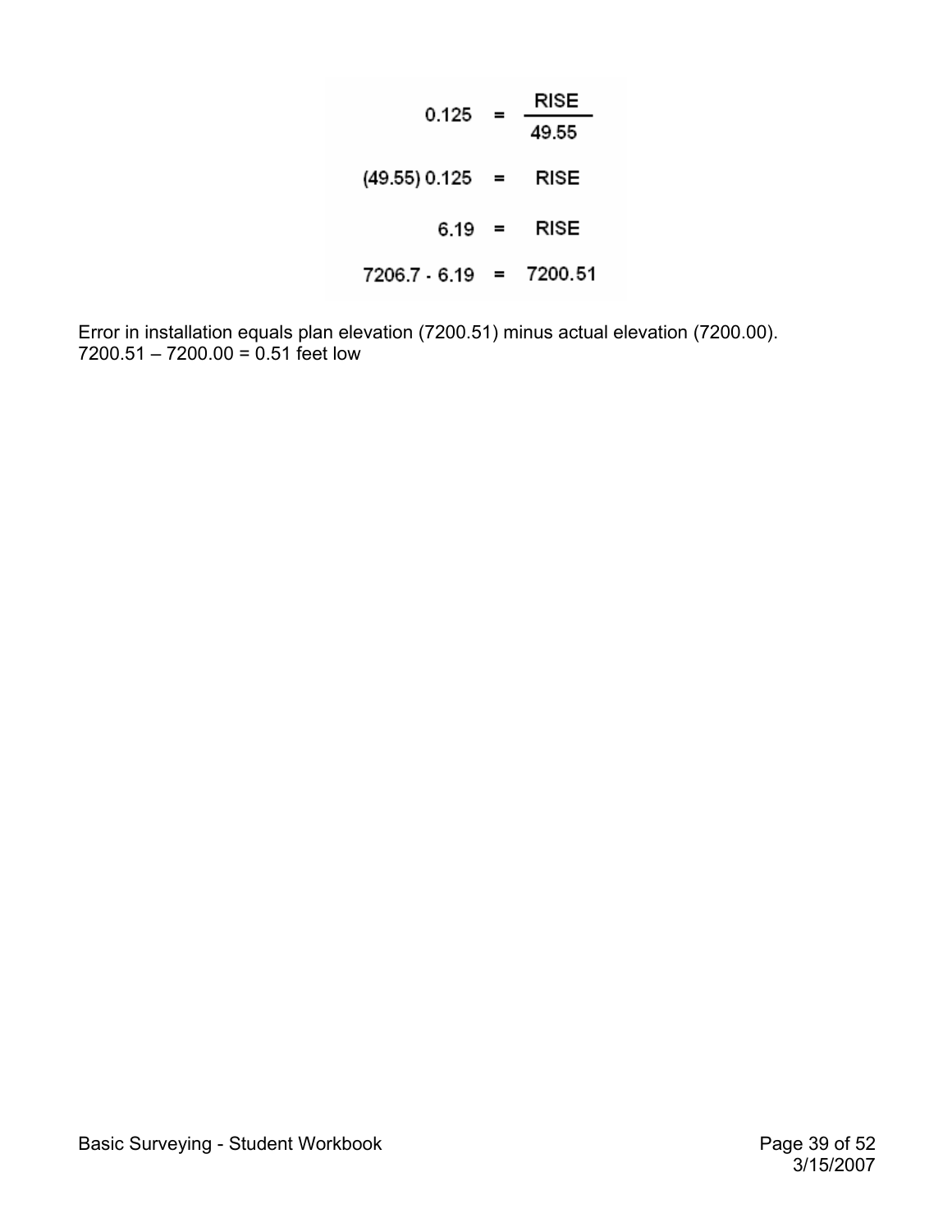$$0.125 = \frac{\text{RISE}}{49.55}$$

$$(49.55)\,0.125 = \text{RISE}$$

$$6.19 = \text{RISE}$$

$$7206.7 - 6.19 = 7200.51$$

Error in installation equals plan elevation (7200.51) minus actual elevation (7200.00).
7200.51 – 7200.00 = 0.51 feet low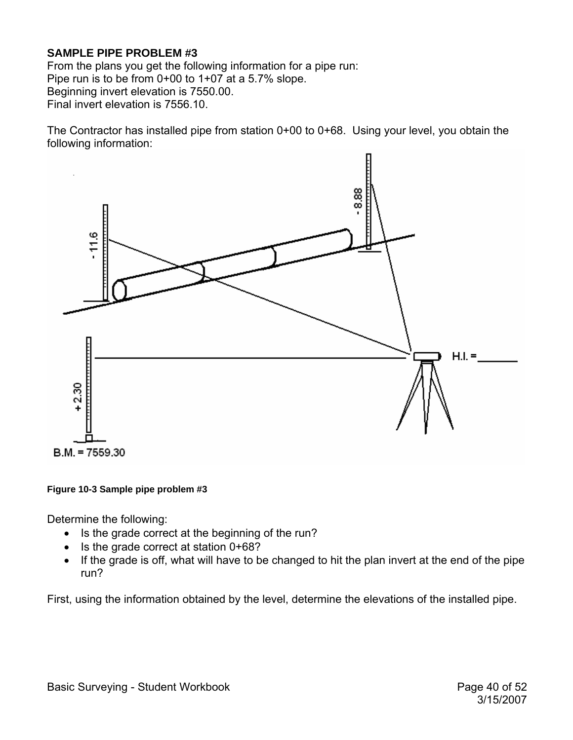**SAMPLE PIPE PROBLEM #3**

From the plans you get the following information for a pipe run:
Pipe run is to be from 0+00 to 1+07 at a 5.7% slope.
Beginning invert elevation is 7550.00.
Final invert elevation is 7556.10.

The Contractor has installed pipe from station 0+00 to 0+68. Using your level, you obtain the following information:

**Figure 10-3 Sample pipe problem #3**

Determine the following:

- Is the grade correct at the beginning of the run?
- Is the grade correct at station 0+68?
- If the grade is off, what will have to be changed to hit the plan invert at the end of the pipe run?

First, using the information obtained by the level, determine the elevations of the installed pipe.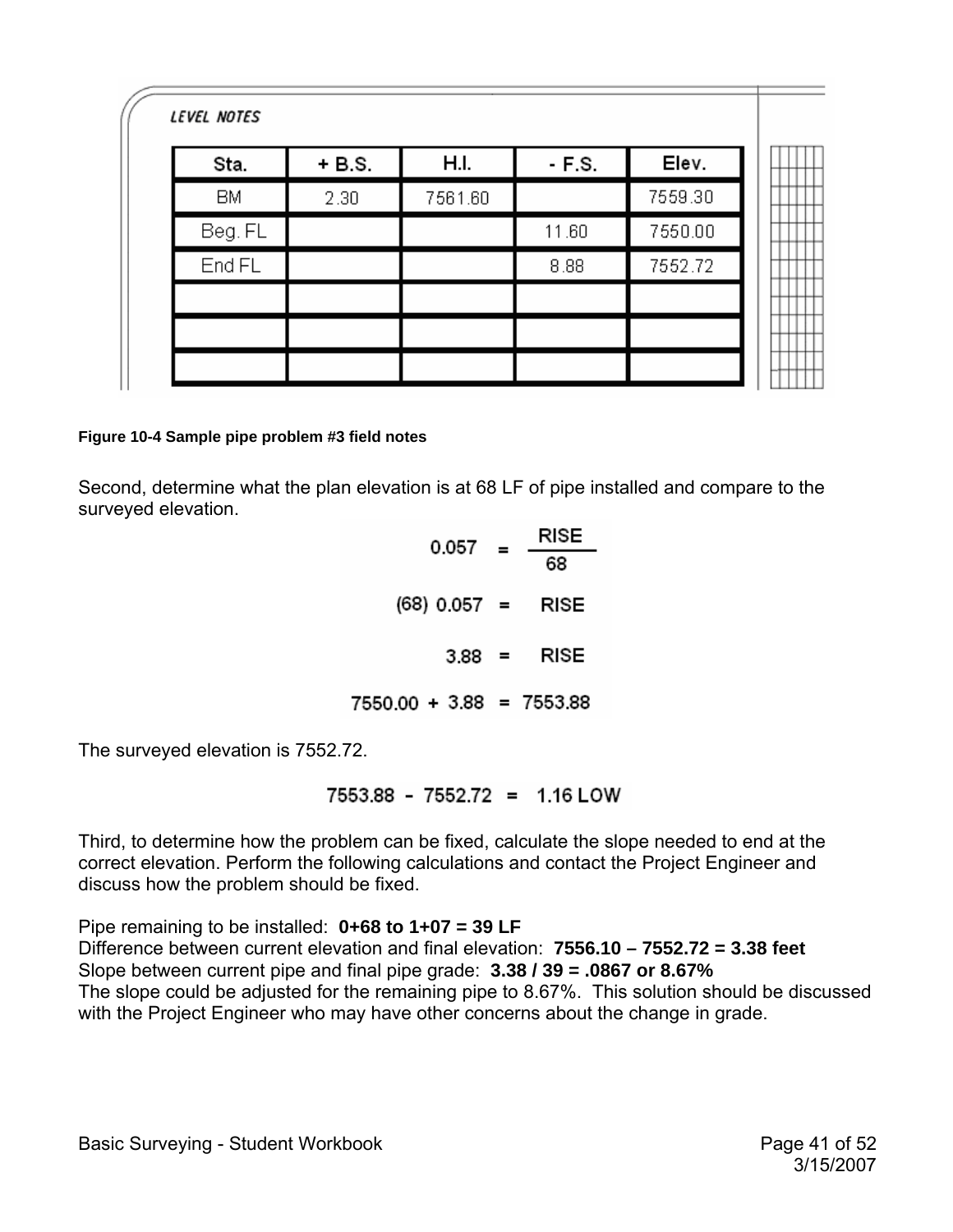**LEVEL NOTES**

| Sta. | + B.S. | H.I. | - F.S. | Elev. |
|---|---|---|---|---|
| BM | 2.30 | 7561.60 | | 7559.30 |
| Beg. FL | | | 11.60 | 7550.00 |
| End FL | | | 8.88 | 7552.72 |
| | | | | |
| | | | | |
| | | | | |

**Figure 10-4 Sample pipe problem #3 field notes**

Second, determine what the plan elevation is at 68 LF of pipe installed and compare to the surveyed elevation.

$$0.057 = \frac{\text{RISE}}{68}$$

$$(68)\ 0.057 = \text{RISE}$$

$$3.88 = \text{RISE}$$

$$7550.00 + 3.88 = 7553.88$$

The surveyed elevation is 7552.72.

$$7553.88 - 7552.72 = 1.16 \text{ LOW}$$

Third, to determine how the problem can be fixed, calculate the slope needed to end at the correct elevation. Perform the following calculations and contact the Project Engineer and discuss how the problem should be fixed.

Pipe remaining to be installed: **0+68 to 1+07 = 39 LF**
Difference between current elevation and final elevation: **7556.10 – 7552.72 = 3.38 feet**
Slope between current pipe and final pipe grade: **3.38 / 39 = .0867 or 8.67%**
The slope could be adjusted for the remaining pipe to 8.67%. This solution should be discussed with the Project Engineer who may have other concerns about the change in grade.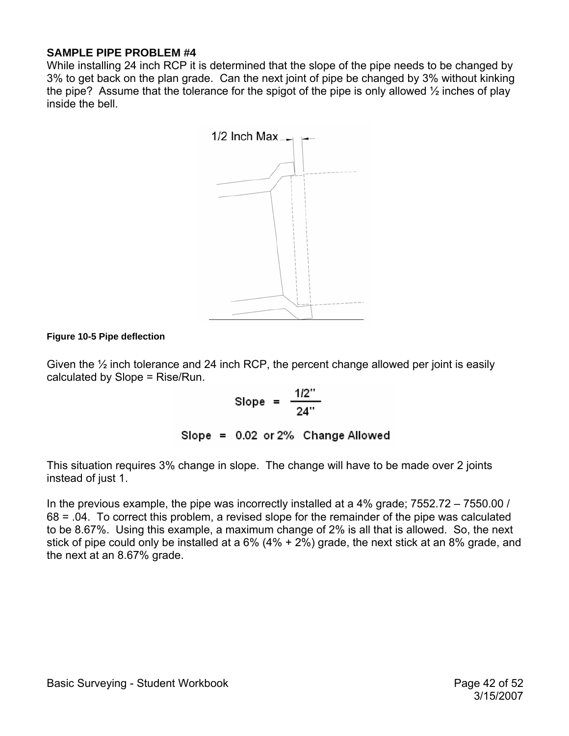**SAMPLE PIPE PROBLEM #4**

While installing 24 inch RCP it is determined that the slope of the pipe needs to be changed by 3% to get back on the plan grade. Can the next joint of pipe be changed by 3% without kinking the pipe? Assume that the tolerance for the spigot of the pipe is only allowed ½ inches of play inside the bell.

**Figure 10-5 Pipe deflection**

Given the ½ inch tolerance and 24 inch RCP, the percent change allowed per joint is easily calculated by Slope = Rise/Run.

$$\text{Slope} = \frac{1/2''}{24''}$$

$$\text{Slope} = 0.02 \text{ or } 2\% \text{ Change Allowed}$$

This situation requires 3% change in slope. The change will have to be made over 2 joints instead of just 1.

In the previous example, the pipe was incorrectly installed at a 4% grade; 7552.72 – 7550.00 / 68 = .04. To correct this problem, a revised slope for the remainder of the pipe was calculated to be 8.67%. Using this example, a maximum change of 2% is all that is allowed. So, the next stick of pipe could only be installed at a 6% (4% + 2%) grade, the next stick at an 8% grade, and the next at an 8.67% grade.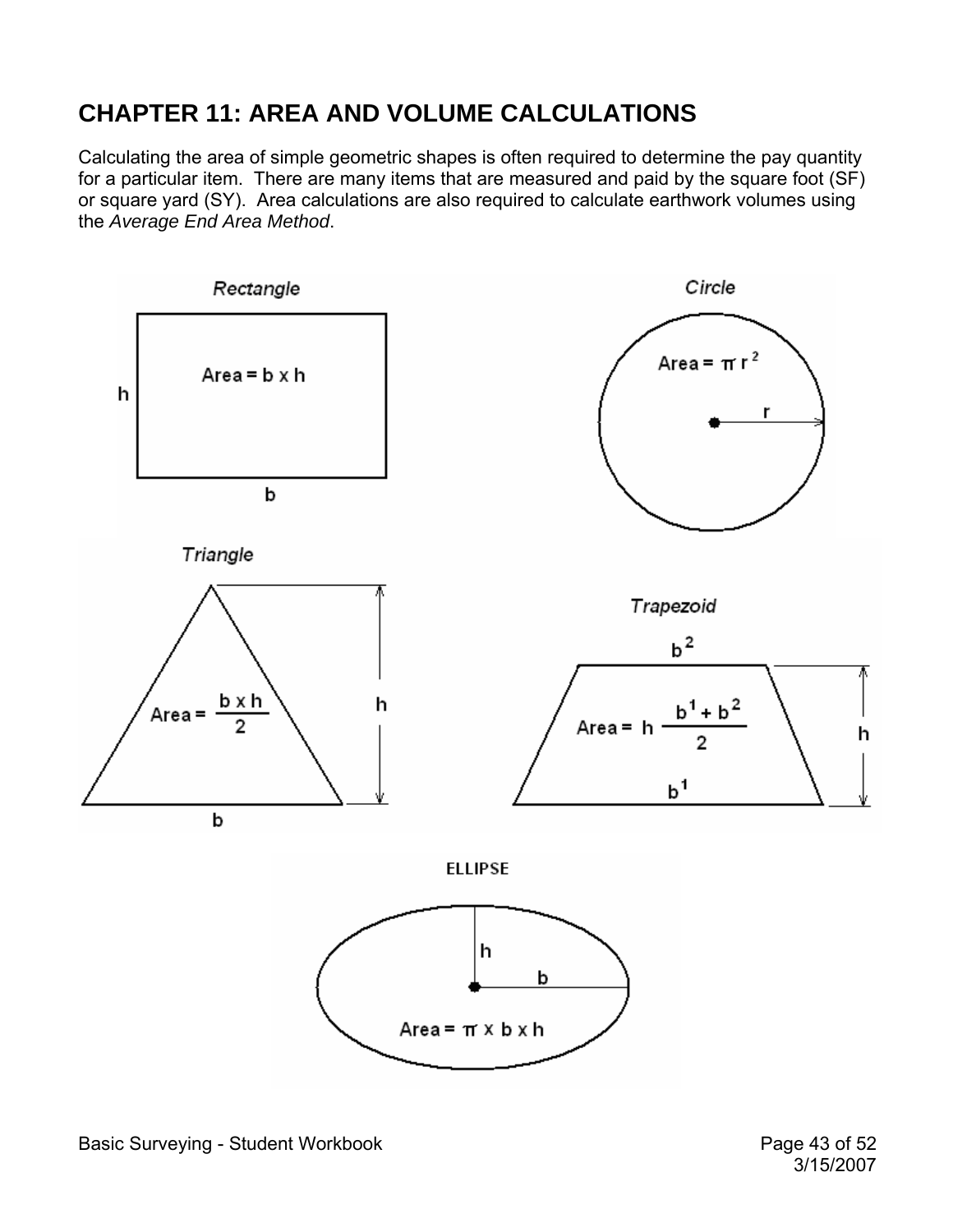# CHAPTER 11: AREA AND VOLUME CALCULATIONS

Calculating the area of simple geometric shapes is often required to determine the pay quantity for a particular item. There are many items that are measured and paid by the square foot (SF) or square yard (SY). Area calculations are also required to calculate earthwork volumes using the *Average End Area Method*.

*Rectangle*

$$\text{Area} = b \times h$$

*Circle*

$$\text{Area} = \pi r^2$$

*Triangle*

$$\text{Area} = \frac{b \times h}{2}$$

*Trapezoid*

$$\text{Area} = h \, \frac{b^1 + b^2}{2}$$

ELLIPSE

$$\text{Area} = \pi \times b \times h$$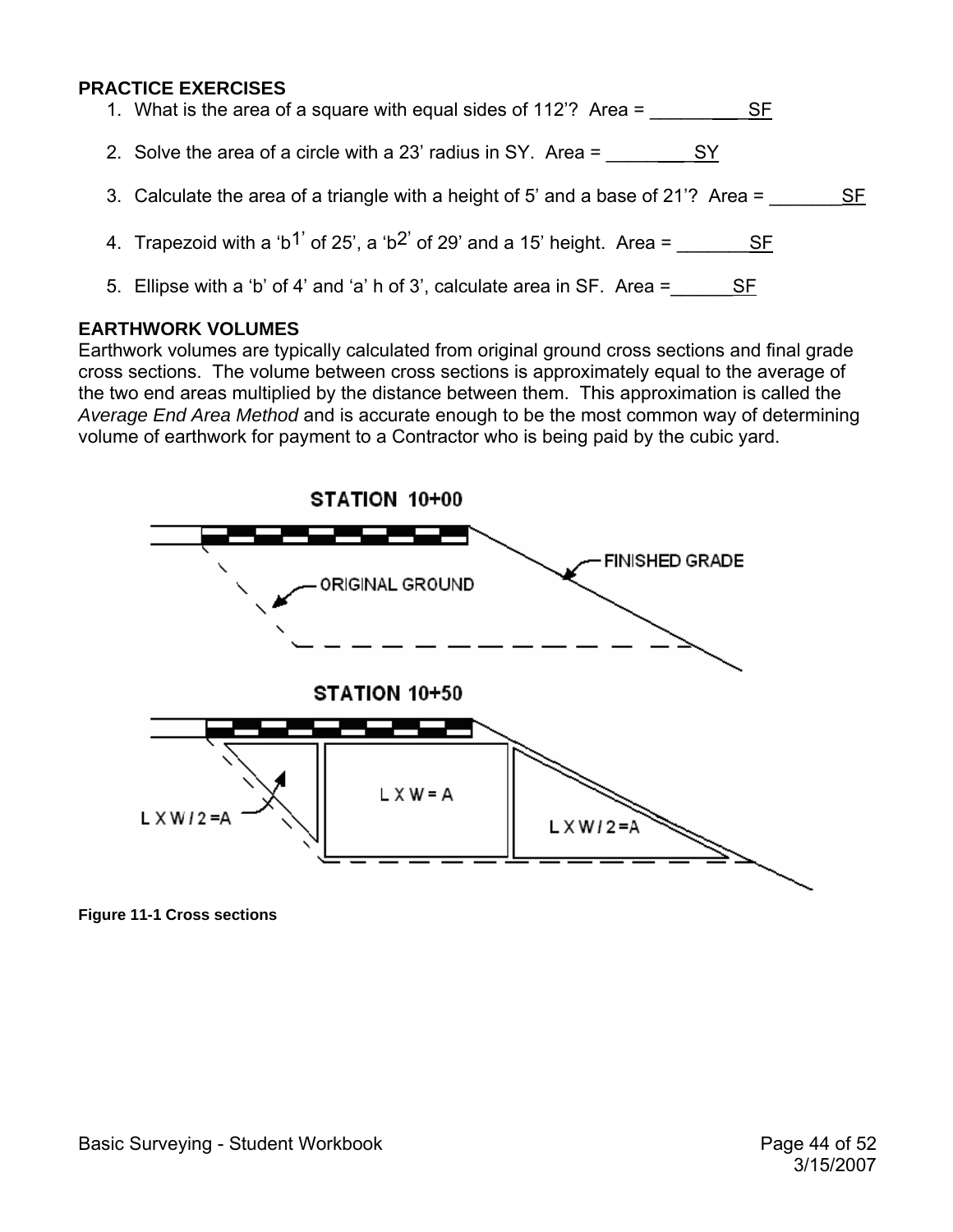### PRACTICE EXERCISES

1. What is the area of a square with equal sides of 112'? Area = __________ SF
2. Solve the area of a circle with a 23' radius in SY. Area = _________ SY
3. Calculate the area of a triangle with a height of 5' and a base of 21'? Area = ________ SF
4. Trapezoid with a 'b1' of 25', a 'b2' of 29' and a 15' height. Area = ________ SF
5. Ellipse with a 'b' of 4' and 'a' h of 3', calculate area in SF. Area = _______ SF

### EARTHWORK VOLUMES

Earthwork volumes are typically calculated from original ground cross sections and final grade cross sections. The volume between cross sections is approximately equal to the average of the two end areas multiplied by the distance between them. This approximation is called the *Average End Area Method* and is accurate enough to be the most common way of determining volume of earthwork for payment to a Contractor who is being paid by the cubic yard.

STATION 10+00

FINISHED GRADE

ORIGINAL GROUND

STATION 10+50

L X W / 2 = A

L X W = A

L X W / 2 = A

**Figure 11-1 Cross sections**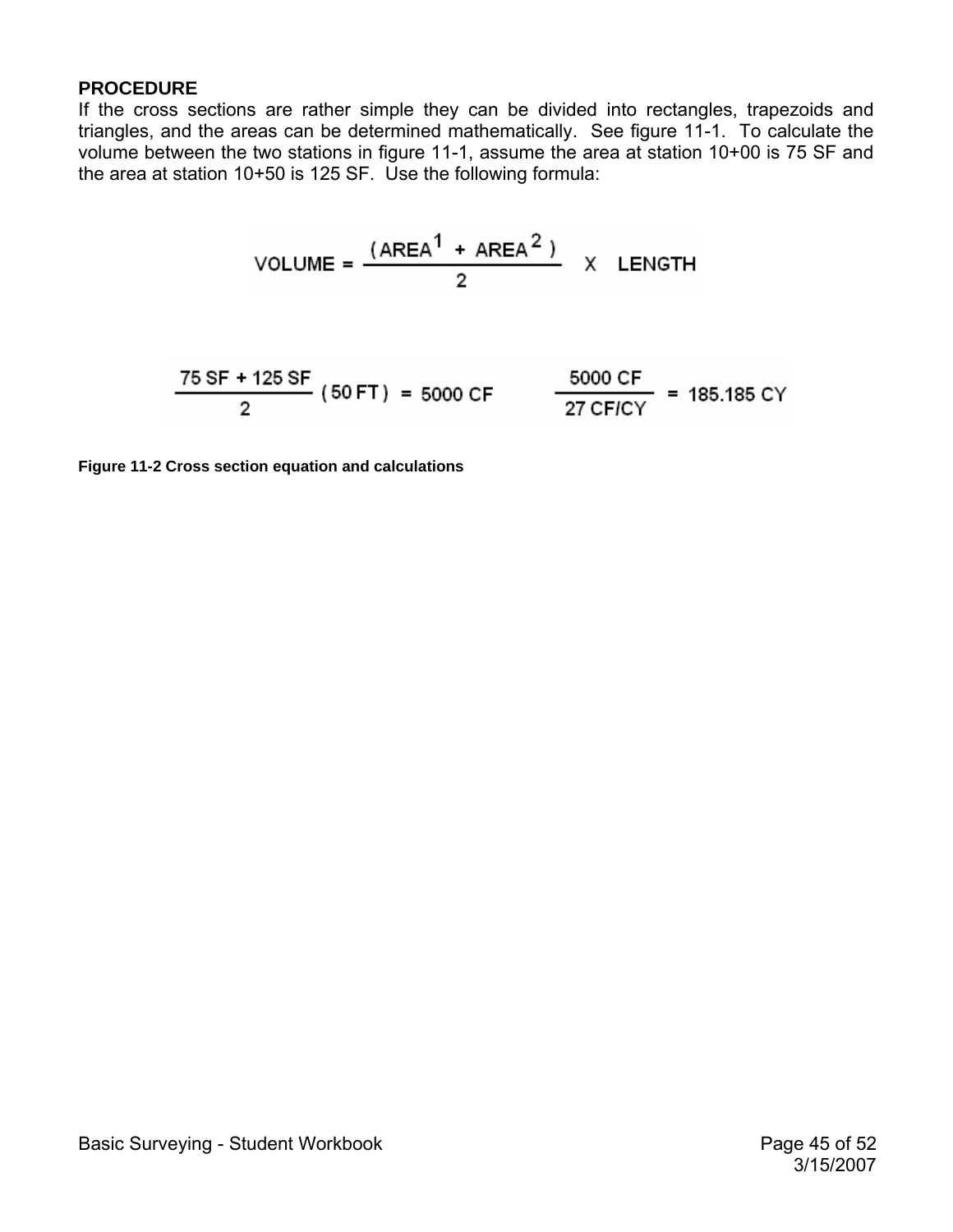**PROCEDURE**

If the cross sections are rather simple they can be divided into rectangles, trapezoids and triangles, and the areas can be determined mathematically. See figure 11-1. To calculate the volume between the two stations in figure 11-1, assume the area at station 10+00 is 75 SF and the area at station 10+50 is 125 SF. Use the following formula:

$$\text{VOLUME} = \frac{(\text{AREA}^1 + \text{AREA}^2)}{2} \quad \text{X} \quad \text{LENGTH}$$

$$\frac{75\text{ SF} + 125\text{ SF}}{2}\,(50\text{ FT}) = 5000\text{ CF} \qquad \frac{5000\text{ CF}}{27\text{ CF/CY}} = 185.185\text{ CY}$$

**Figure 11-2 Cross section equation and calculations**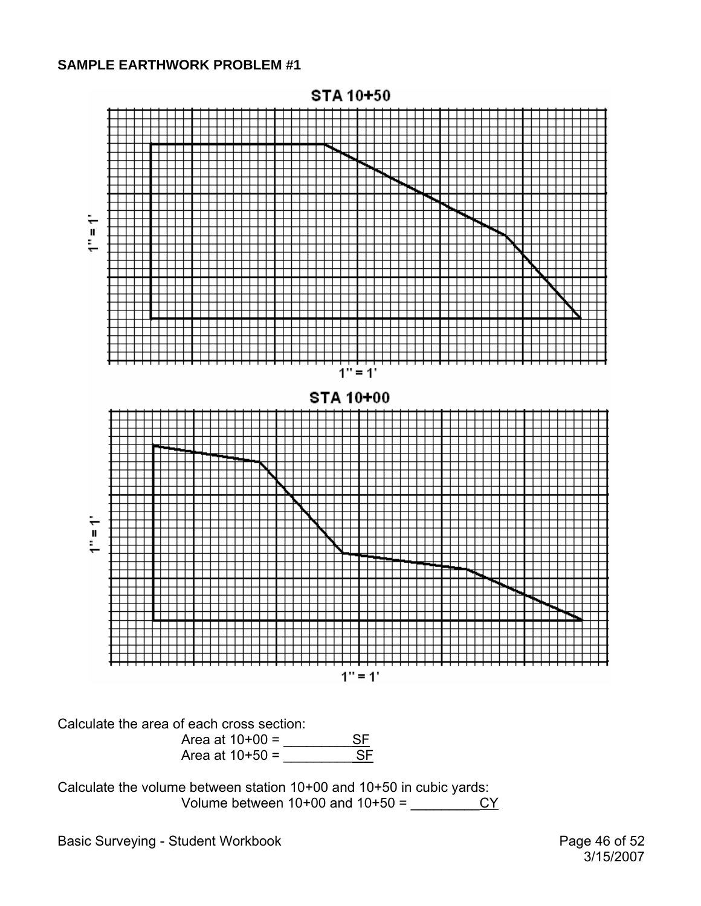**SAMPLE EARTHWORK PROBLEM #1**

STA 10+50

1" = 1'

1" = 1'

STA 10+00

1" = 1'

1" = 1'

Calculate the area of each cross section:

Area at 10+00 = _________SF

Area at 10+50 = _________SF

Calculate the volume between station 10+00 and 10+50 in cubic yards:

Volume between 10+00 and 10+50 = _________CY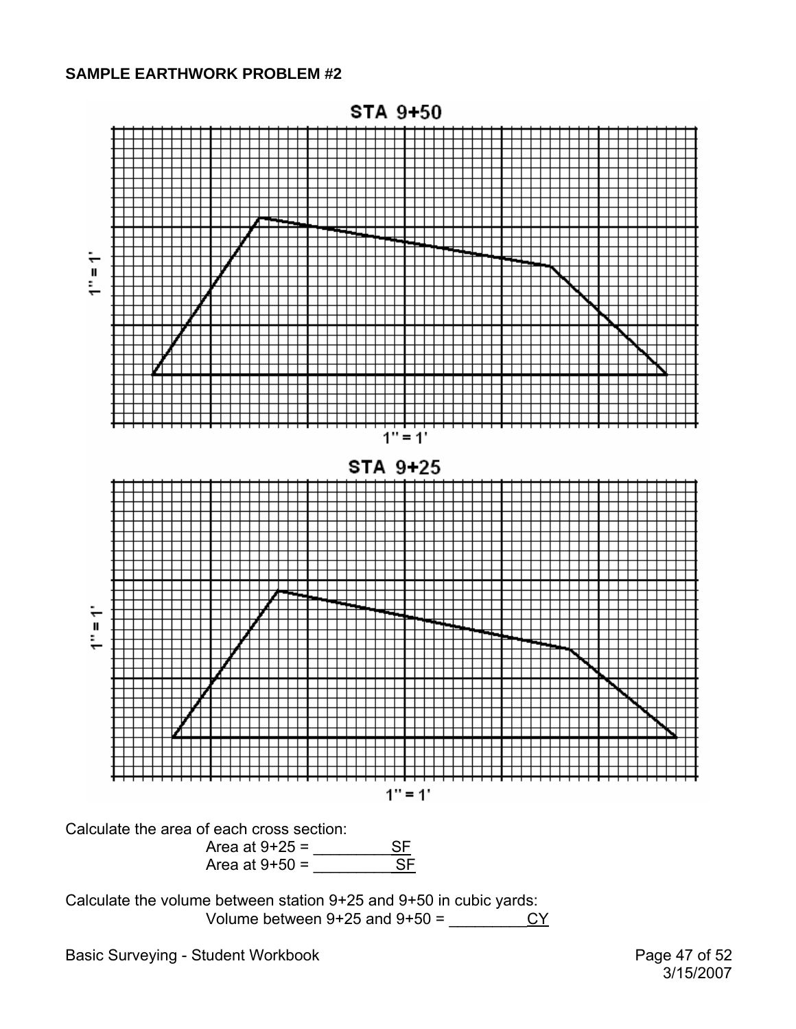**SAMPLE EARTHWORK PROBLEM #2**

STA 9+50

1" = 1'

1" = 1'

STA 9+25

1" = 1'

1" = 1'

Calculate the area of each cross section:

Area at 9+25 = \_\_\_\_\_\_\_\_\_SF

Area at 9+50 = \_\_\_\_\_\_\_\_\_SF

Calculate the volume between station 9+25 and 9+50 in cubic yards:

Volume between 9+25 and 9+50 = \_\_\_\_\_\_\_\_\_CY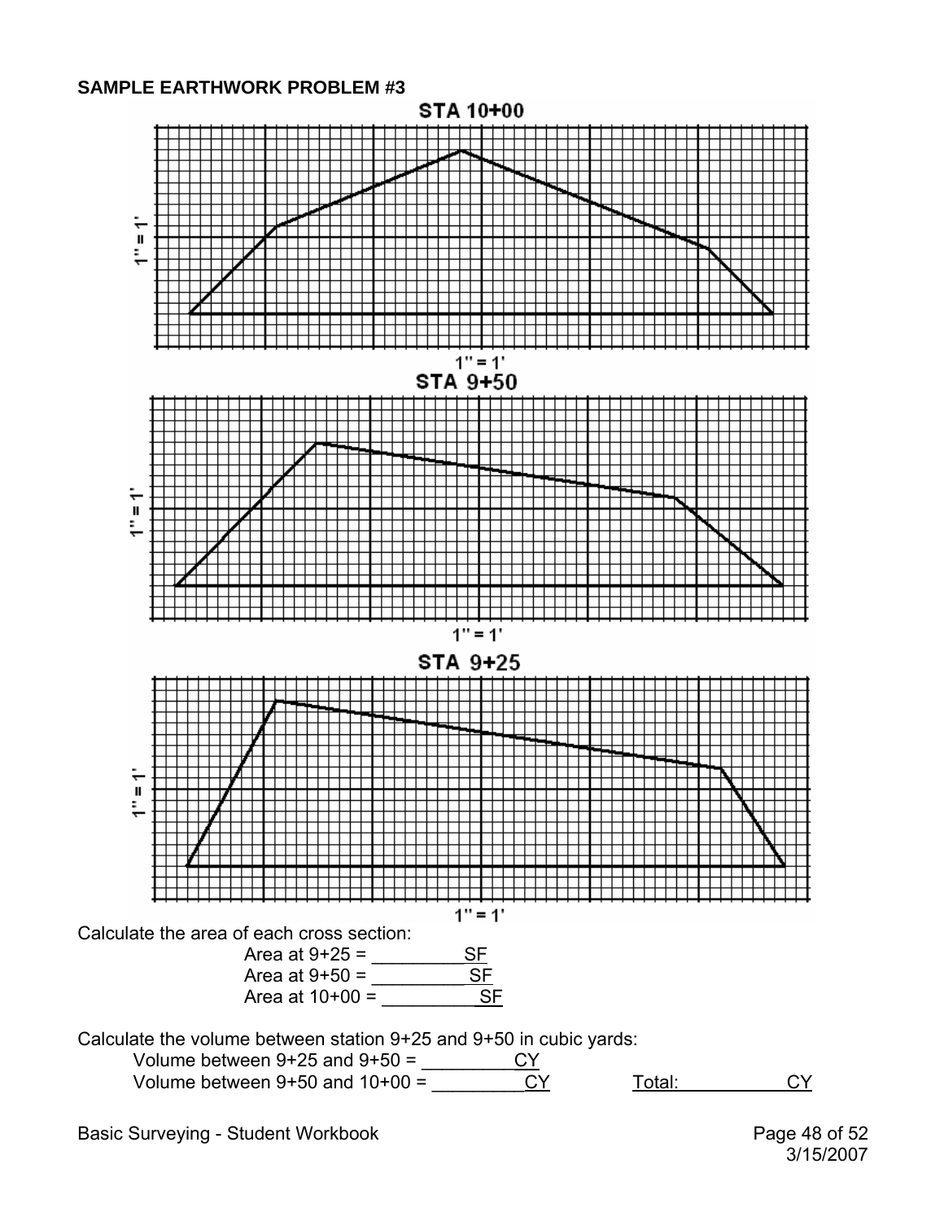**SAMPLE EARTHWORK PROBLEM #3**

STA 10+00

1" = 1'

1" = 1'

STA 9+50

1" = 1'

1" = 1'

STA 9+25

1" = 1'

1" = 1'

Calculate the area of each cross section:

Area at 9+25 = ________ SF

Area at 9+50 = ________ SF

Area at 10+00 = ________ SF

Calculate the volume between station 9+25 and 9+50 in cubic yards:

Volume between 9+25 and 9+50 = ________ CY

Volume between 9+50 and 10+00 = ________ CY     Total: ________ CY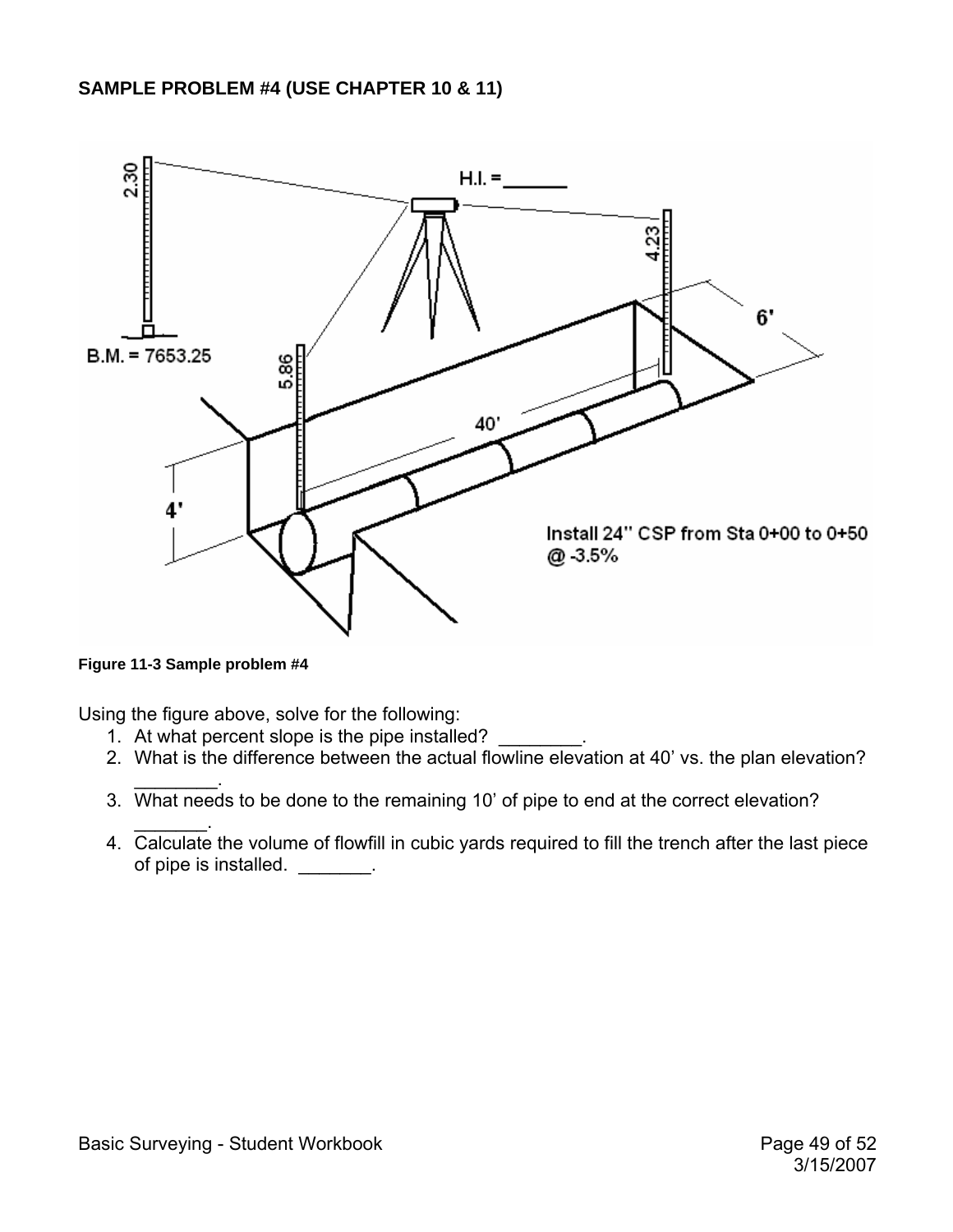**SAMPLE PROBLEM #4 (USE CHAPTER 10 & 11)**

**Figure 11-3 Sample problem #4**

Using the figure above, solve for the following:

1. At what percent slope is the pipe installed? ________.
2. What is the difference between the actual flowline elevation at 40' vs. the plan elevation? ________.
3. What needs to be done to the remaining 10' of pipe to end at the correct elevation? _______.
4. Calculate the volume of flowfill in cubic yards required to fill the trench after the last piece of pipe is installed. _______.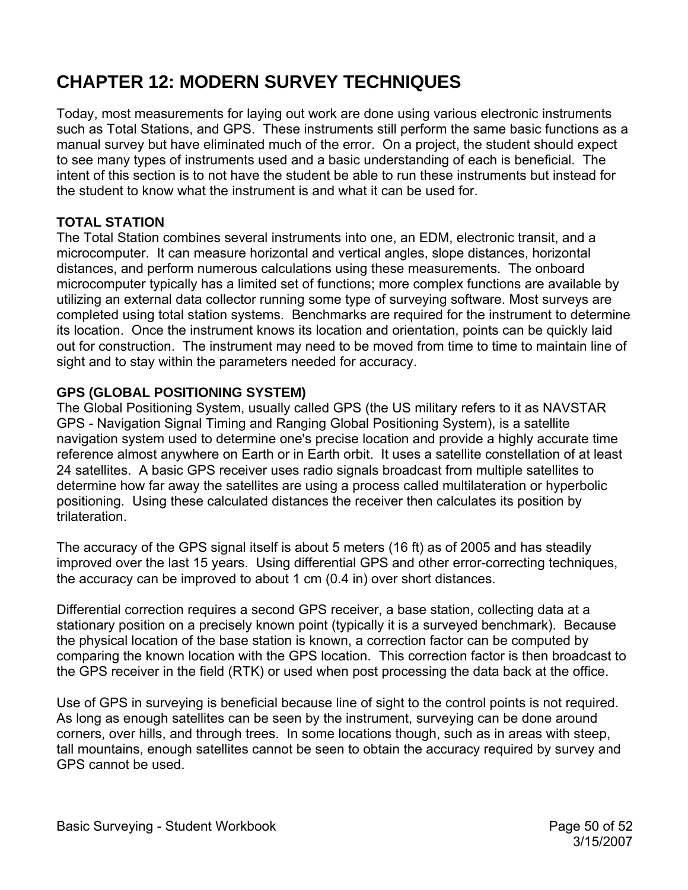# CHAPTER 12: MODERN SURVEY TECHNIQUES

Today, most measurements for laying out work are done using various electronic instruments such as Total Stations, and GPS. These instruments still perform the same basic functions as a manual survey but have eliminated much of the error. On a project, the student should expect to see many types of instruments used and a basic understanding of each is beneficial. The intent of this section is to not have the student be able to run these instruments but instead for the student to know what the instrument is and what it can be used for.

### TOTAL STATION

The Total Station combines several instruments into one, an EDM, electronic transit, and a microcomputer. It can measure horizontal and vertical angles, slope distances, horizontal distances, and perform numerous calculations using these measurements. The onboard microcomputer typically has a limited set of functions; more complex functions are available by utilizing an external data collector running some type of surveying software. Most surveys are completed using total station systems. Benchmarks are required for the instrument to determine its location. Once the instrument knows its location and orientation, points can be quickly laid out for construction. The instrument may need to be moved from time to time to maintain line of sight and to stay within the parameters needed for accuracy.

### GPS (GLOBAL POSITIONING SYSTEM)

The Global Positioning System, usually called GPS (the US military refers to it as NAVSTAR GPS - Navigation Signal Timing and Ranging Global Positioning System), is a satellite navigation system used to determine one's precise location and provide a highly accurate time reference almost anywhere on Earth or in Earth orbit. It uses a satellite constellation of at least 24 satellites. A basic GPS receiver uses radio signals broadcast from multiple satellites to determine how far away the satellites are using a process called multilateration or hyperbolic positioning. Using these calculated distances the receiver then calculates its position by trilateration.

The accuracy of the GPS signal itself is about 5 meters (16 ft) as of 2005 and has steadily improved over the last 15 years. Using differential GPS and other error-correcting techniques, the accuracy can be improved to about 1 cm (0.4 in) over short distances.

Differential correction requires a second GPS receiver, a base station, collecting data at a stationary position on a precisely known point (typically it is a surveyed benchmark). Because the physical location of the base station is known, a correction factor can be computed by comparing the known location with the GPS location. This correction factor is then broadcast to the GPS receiver in the field (RTK) or used when post processing the data back at the office.

Use of GPS in surveying is beneficial because line of sight to the control points is not required. As long as enough satellites can be seen by the instrument, surveying can be done around corners, over hills, and through trees. In some locations though, such as in areas with steep, tall mountains, enough satellites cannot be seen to obtain the accuracy required by survey and GPS cannot be used.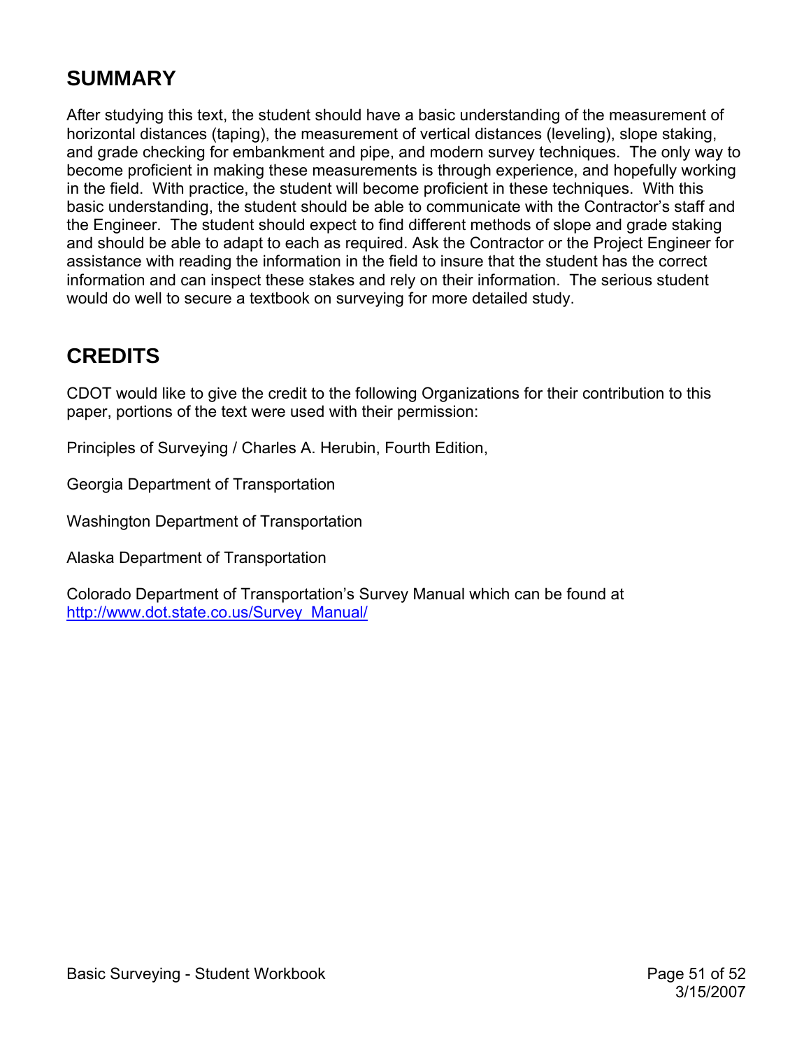## SUMMARY

After studying this text, the student should have a basic understanding of the measurement of horizontal distances (taping), the measurement of vertical distances (leveling), slope staking, and grade checking for embankment and pipe, and modern survey techniques. The only way to become proficient in making these measurements is through experience, and hopefully working in the field. With practice, the student will become proficient in these techniques. With this basic understanding, the student should be able to communicate with the Contractor's staff and the Engineer. The student should expect to find different methods of slope and grade staking and should be able to adapt to each as required. Ask the Contractor or the Project Engineer for assistance with reading the information in the field to insure that the student has the correct information and can inspect these stakes and rely on their information. The serious student would do well to secure a textbook on surveying for more detailed study.

## CREDITS

CDOT would like to give the credit to the following Organizations for their contribution to this paper, portions of the text were used with their permission:

Principles of Surveying / Charles A. Herubin, Fourth Edition,

Georgia Department of Transportation

Washington Department of Transportation

Alaska Department of Transportation

Colorado Department of Transportation's Survey Manual which can be found at http://www.dot.state.co.us/Survey_Manual/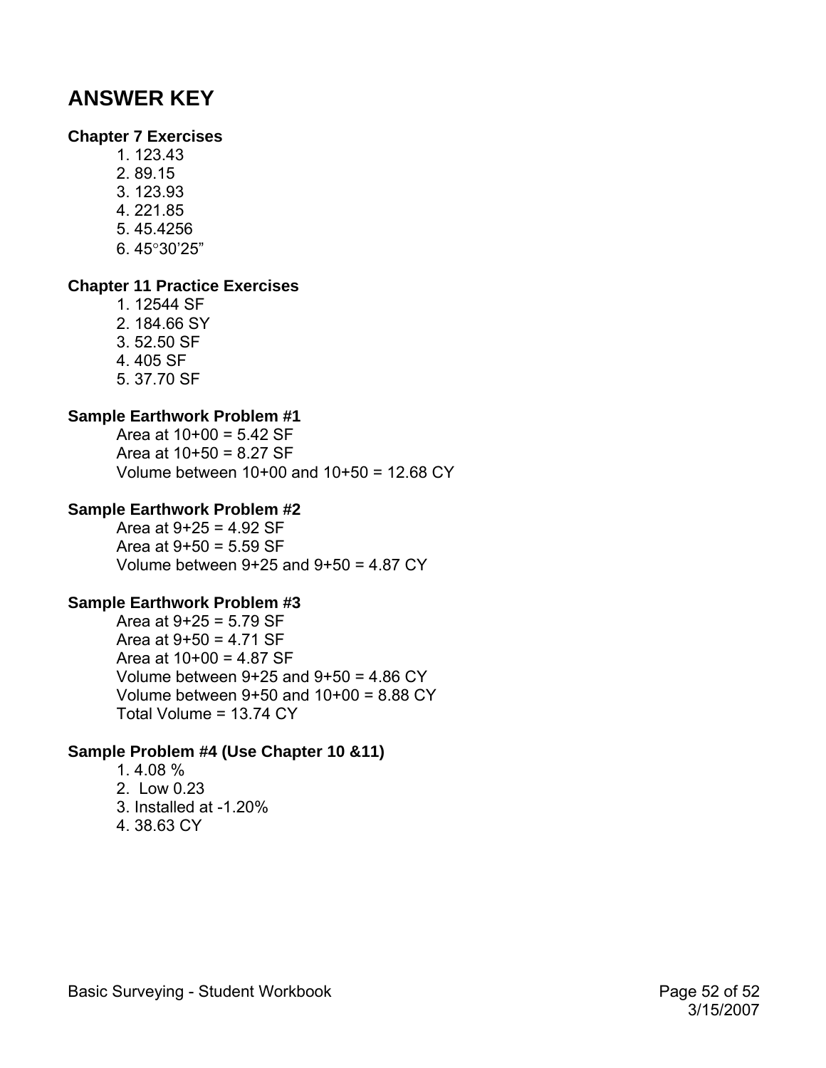# ANSWER KEY

### Chapter 7 Exercises

1. 123.43
2. 89.15
3. 123.93
4. 221.85
5. 45.4256
6. 45°30’25”

### Chapter 11 Practice Exercises

1. 12544 SF
2. 184.66 SY
3. 52.50 SF
4. 405 SF
5. 37.70 SF

### Sample Earthwork Problem #1

Area at 10+00 = 5.42 SF
Area at 10+50 = 8.27 SF
Volume between 10+00 and 10+50 = 12.68 CY

### Sample Earthwork Problem #2

Area at 9+25 = 4.92 SF
Area at 9+50 = 5.59 SF
Volume between 9+25 and 9+50 = 4.87 CY

### Sample Earthwork Problem #3

Area at 9+25 = 5.79 SF
Area at 9+50 = 4.71 SF
Area at 10+00 = 4.87 SF
Volume between 9+25 and 9+50 = 4.86 CY
Volume between 9+50 and 10+00 = 8.88 CY
Total Volume = 13.74 CY

### Sample Problem #4 (Use Chapter 10 &11)

1. 4.08 %
2. Low 0.23
3. Installed at -1.20%
4. 38.63 CY